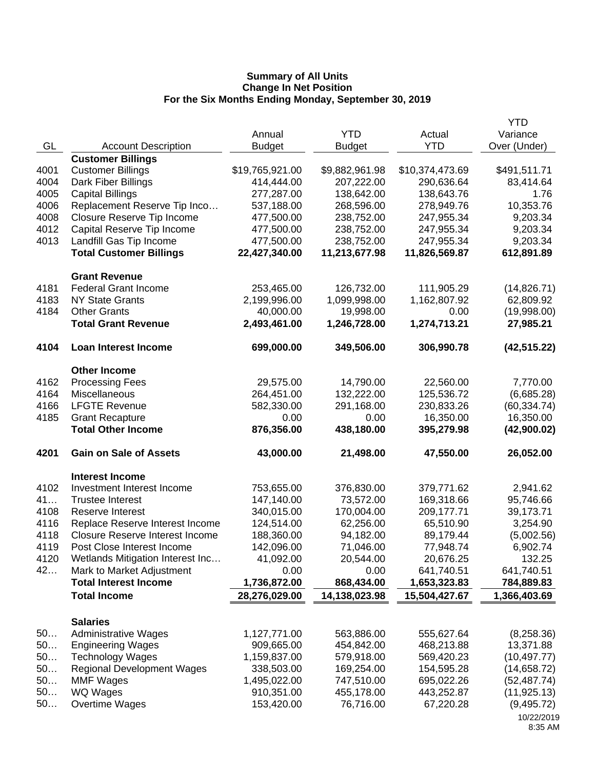**Summary of All Units**
**Change In Net Position**
**For the Six Months Ending Monday, September 30, 2019**

| GL | Account Description | Annual Budget | YTD Budget | Actual YTD | YTD Variance Over (Under) |
|---|---|---|---|---|---|
| | **Customer Billings** | | | | |
| 4001 | Customer Billings | $19,765,921.00 | $9,882,961.98 | $10,374,473.69 | $491,511.71 |
| 4004 | Dark Fiber Billings | 414,444.00 | 207,222.00 | 290,636.64 | 83,414.64 |
| 4005 | Capital Billings | 277,287.00 | 138,642.00 | 138,643.76 | 1.76 |
| 4006 | Replacement Reserve Tip Inco… | 537,188.00 | 268,596.00 | 278,949.76 | 10,353.76 |
| 4008 | Closure Reserve Tip Income | 477,500.00 | 238,752.00 | 247,955.34 | 9,203.34 |
| 4012 | Capital Reserve Tip Income | 477,500.00 | 238,752.00 | 247,955.34 | 9,203.34 |
| 4013 | Landfill Gas Tip Income | 477,500.00 | 238,752.00 | 247,955.34 | 9,203.34 |
| | **Total Customer Billings** | **22,427,340.00** | **11,213,677.98** | **11,826,569.87** | **612,891.89** |
| | **Grant Revenue** | | | | |
| 4181 | Federal Grant Income | 253,465.00 | 126,732.00 | 111,905.29 | (14,826.71) |
| 4183 | NY State Grants | 2,199,996.00 | 1,099,998.00 | 1,162,807.92 | 62,809.92 |
| 4184 | Other Grants | 40,000.00 | 19,998.00 | 0.00 | (19,998.00) |
| | **Total Grant Revenue** | **2,493,461.00** | **1,246,728.00** | **1,274,713.21** | **27,985.21** |
| **4104** | **Loan Interest Income** | **699,000.00** | **349,506.00** | **306,990.78** | **(42,515.22)** |
| | **Other Income** | | | | |
| 4162 | Processing Fees | 29,575.00 | 14,790.00 | 22,560.00 | 7,770.00 |
| 4164 | Miscellaneous | 264,451.00 | 132,222.00 | 125,536.72 | (6,685.28) |
| 4166 | LFGTE Revenue | 582,330.00 | 291,168.00 | 230,833.26 | (60,334.74) |
| 4185 | Grant Recapture | 0.00 | 0.00 | 16,350.00 | 16,350.00 |
| | **Total Other Income** | **876,356.00** | **438,180.00** | **395,279.98** | **(42,900.02)** |
| **4201** | **Gain on Sale of Assets** | **43,000.00** | **21,498.00** | **47,550.00** | **26,052.00** |
| | **Interest Income** | | | | |
| 4102 | Investment Interest Income | 753,655.00 | 376,830.00 | 379,771.62 | 2,941.62 |
| 41… | Trustee Interest | 147,140.00 | 73,572.00 | 169,318.66 | 95,746.66 |
| 4108 | Reserve Interest | 340,015.00 | 170,004.00 | 209,177.71 | 39,173.71 |
| 4116 | Replace Reserve Interest Income | 124,514.00 | 62,256.00 | 65,510.90 | 3,254.90 |
| 4118 | Closure Reserve Interest Income | 188,360.00 | 94,182.00 | 89,179.44 | (5,002.56) |
| 4119 | Post Close Interest Income | 142,096.00 | 71,046.00 | 77,948.74 | 6,902.74 |
| 4120 | Wetlands Mitigation Interest Inc… | 41,092.00 | 20,544.00 | 20,676.25 | 132.25 |
| 42… | Mark to Market Adjustment | 0.00 | 0.00 | 641,740.51 | 641,740.51 |
| | **Total Interest Income** | **1,736,872.00** | **868,434.00** | **1,653,323.83** | **784,889.83** |
| | **Total Income** | **28,276,029.00** | **14,138,023.98** | **15,504,427.67** | **1,366,403.69** |
| | **Salaries** | | | | |
| 50… | Administrative Wages | 1,127,771.00 | 563,886.00 | 555,627.64 | (8,258.36) |
| 50… | Engineering Wages | 909,665.00 | 454,842.00 | 468,213.88 | 13,371.88 |
| 50… | Technology Wages | 1,159,837.00 | 579,918.00 | 569,420.23 | (10,497.77) |
| 50… | Regional Development Wages | 338,503.00 | 169,254.00 | 154,595.28 | (14,658.72) |
| 50… | MMF Wages | 1,495,022.00 | 747,510.00 | 695,022.26 | (52,487.74) |
| 50… | WQ Wages | 910,351.00 | 455,178.00 | 443,252.87 | (11,925.13) |
| 50… | Overtime Wages | 153,420.00 | 76,716.00 | 67,220.28 | (9,495.72) |

10/22/2019
8:35 AM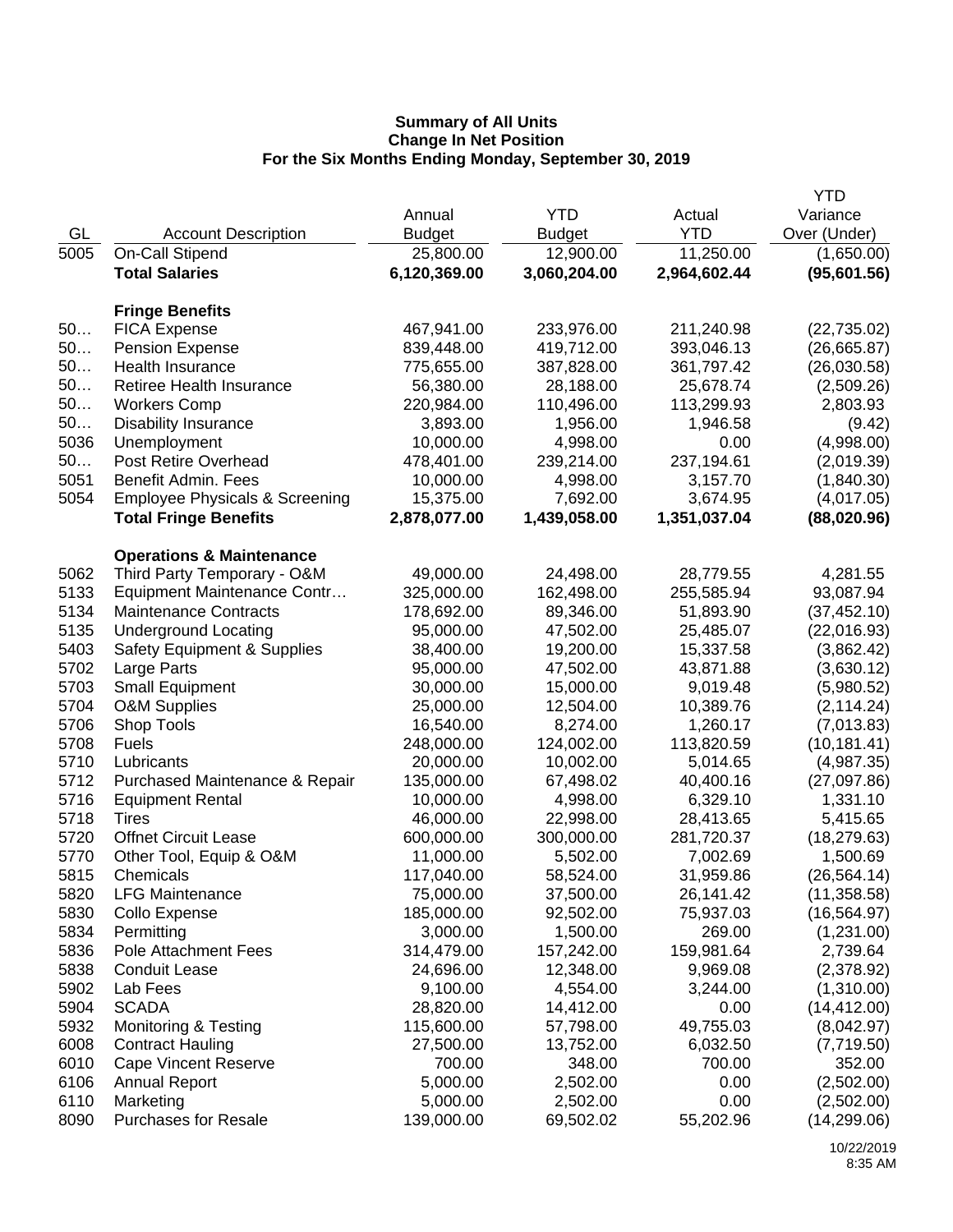**Summary of All Units**
**Change In Net Position**
**For the Six Months Ending Monday, September 30, 2019**

| GL | Account Description | Annual Budget | YTD Budget | Actual YTD | YTD Variance Over (Under) |
|---|---|---|---|---|---|
| 5005 | On-Call Stipend | 25,800.00 | 12,900.00 | 11,250.00 | (1,650.00) |
| | **Total Salaries** | **6,120,369.00** | **3,060,204.00** | **2,964,602.44** | **(95,601.56)** |
| | | | | | |
| | **Fringe Benefits** | | | | |
| 50… | FICA Expense | 467,941.00 | 233,976.00 | 211,240.98 | (22,735.02) |
| 50… | Pension Expense | 839,448.00 | 419,712.00 | 393,046.13 | (26,665.87) |
| 50… | Health Insurance | 775,655.00 | 387,828.00 | 361,797.42 | (26,030.58) |
| 50… | Retiree Health Insurance | 56,380.00 | 28,188.00 | 25,678.74 | (2,509.26) |
| 50… | Workers Comp | 220,984.00 | 110,496.00 | 113,299.93 | 2,803.93 |
| 50… | Disability Insurance | 3,893.00 | 1,956.00 | 1,946.58 | (9.42) |
| 5036 | Unemployment | 10,000.00 | 4,998.00 | 0.00 | (4,998.00) |
| 50… | Post Retire Overhead | 478,401.00 | 239,214.00 | 237,194.61 | (2,019.39) |
| 5051 | Benefit Admin. Fees | 10,000.00 | 4,998.00 | 3,157.70 | (1,840.30) |
| 5054 | Employee Physicals & Screening | 15,375.00 | 7,692.00 | 3,674.95 | (4,017.05) |
| | **Total Fringe Benefits** | **2,878,077.00** | **1,439,058.00** | **1,351,037.04** | **(88,020.96)** |
| | | | | | |
| | **Operations & Maintenance** | | | | |
| 5062 | Third Party Temporary - O&M | 49,000.00 | 24,498.00 | 28,779.55 | 4,281.55 |
| 5133 | Equipment Maintenance Contr… | 325,000.00 | 162,498.00 | 255,585.94 | 93,087.94 |
| 5134 | Maintenance Contracts | 178,692.00 | 89,346.00 | 51,893.90 | (37,452.10) |
| 5135 | Underground Locating | 95,000.00 | 47,502.00 | 25,485.07 | (22,016.93) |
| 5403 | Safety Equipment & Supplies | 38,400.00 | 19,200.00 | 15,337.58 | (3,862.42) |
| 5702 | Large Parts | 95,000.00 | 47,502.00 | 43,871.88 | (3,630.12) |
| 5703 | Small Equipment | 30,000.00 | 15,000.00 | 9,019.48 | (5,980.52) |
| 5704 | O&M Supplies | 25,000.00 | 12,504.00 | 10,389.76 | (2,114.24) |
| 5706 | Shop Tools | 16,540.00 | 8,274.00 | 1,260.17 | (7,013.83) |
| 5708 | Fuels | 248,000.00 | 124,002.00 | 113,820.59 | (10,181.41) |
| 5710 | Lubricants | 20,000.00 | 10,002.00 | 5,014.65 | (4,987.35) |
| 5712 | Purchased Maintenance & Repair | 135,000.00 | 67,498.02 | 40,400.16 | (27,097.86) |
| 5716 | Equipment Rental | 10,000.00 | 4,998.00 | 6,329.10 | 1,331.10 |
| 5718 | Tires | 46,000.00 | 22,998.00 | 28,413.65 | 5,415.65 |
| 5720 | Offnet Circuit Lease | 600,000.00 | 300,000.00 | 281,720.37 | (18,279.63) |
| 5770 | Other Tool, Equip & O&M | 11,000.00 | 5,502.00 | 7,002.69 | 1,500.69 |
| 5815 | Chemicals | 117,040.00 | 58,524.00 | 31,959.86 | (26,564.14) |
| 5820 | LFG Maintenance | 75,000.00 | 37,500.00 | 26,141.42 | (11,358.58) |
| 5830 | Collo Expense | 185,000.00 | 92,502.00 | 75,937.03 | (16,564.97) |
| 5834 | Permitting | 3,000.00 | 1,500.00 | 269.00 | (1,231.00) |
| 5836 | Pole Attachment Fees | 314,479.00 | 157,242.00 | 159,981.64 | 2,739.64 |
| 5838 | Conduit Lease | 24,696.00 | 12,348.00 | 9,969.08 | (2,378.92) |
| 5902 | Lab Fees | 9,100.00 | 4,554.00 | 3,244.00 | (1,310.00) |
| 5904 | SCADA | 28,820.00 | 14,412.00 | 0.00 | (14,412.00) |
| 5932 | Monitoring & Testing | 115,600.00 | 57,798.00 | 49,755.03 | (8,042.97) |
| 6008 | Contract Hauling | 27,500.00 | 13,752.00 | 6,032.50 | (7,719.50) |
| 6010 | Cape Vincent Reserve | 700.00 | 348.00 | 700.00 | 352.00 |
| 6106 | Annual Report | 5,000.00 | 2,502.00 | 0.00 | (2,502.00) |
| 6110 | Marketing | 5,000.00 | 2,502.00 | 0.00 | (2,502.00) |
| 8090 | Purchases for Resale | 139,000.00 | 69,502.02 | 55,202.96 | (14,299.06) |

10/22/2019
8:35 AM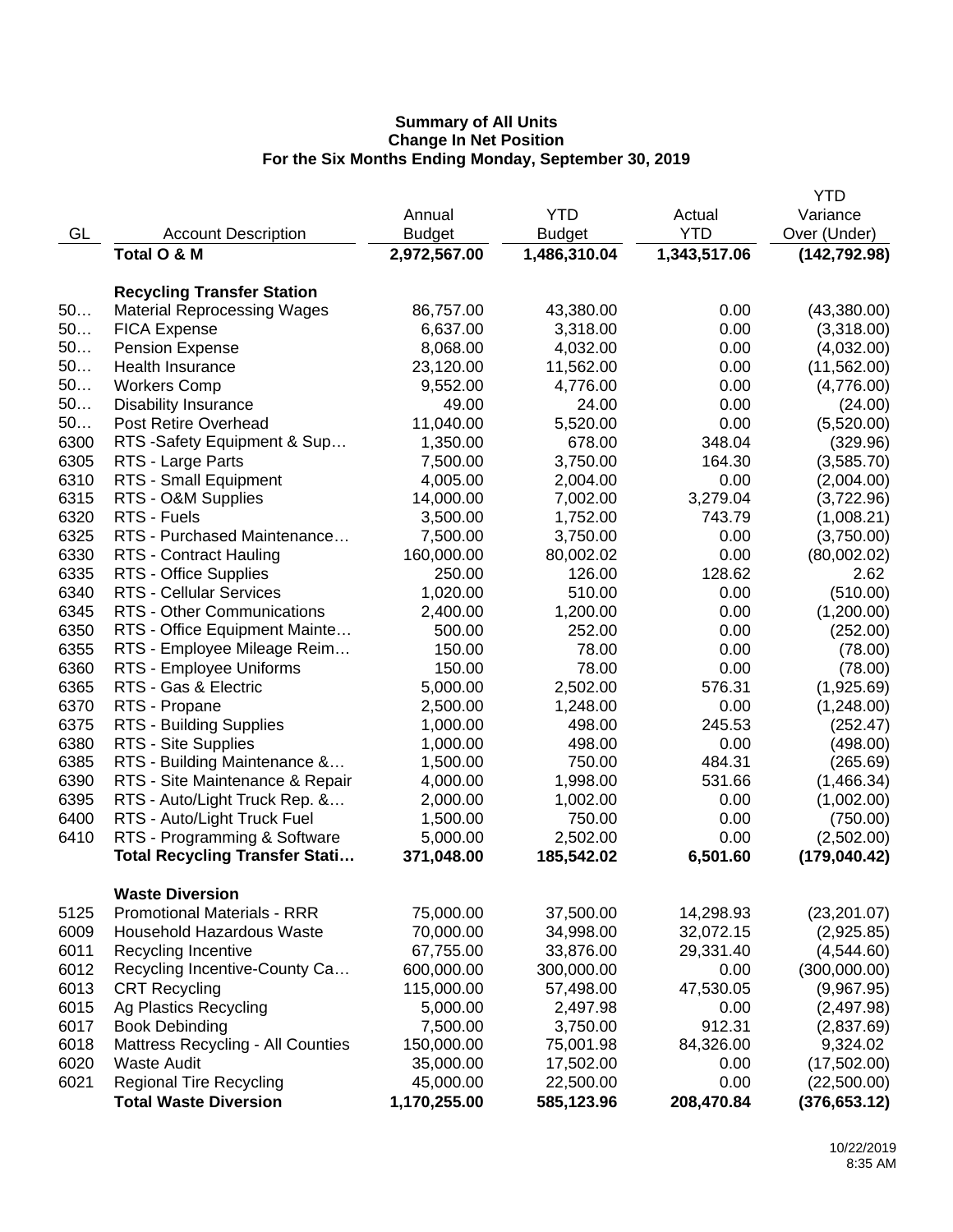**Summary of All Units**
**Change In Net Position**
**For the Six Months Ending Monday, September 30, 2019**

| GL | Account Description | Annual Budget | YTD Budget | Actual YTD | YTD Variance Over (Under) |
|---|---|---|---|---|---|
| | **Total O & M** | **2,972,567.00** | **1,486,310.04** | **1,343,517.06** | **(142,792.98)** |
| | **Recycling Transfer Station** | | | | |
| 50… | Material Reprocessing Wages | 86,757.00 | 43,380.00 | 0.00 | (43,380.00) |
| 50… | FICA Expense | 6,637.00 | 3,318.00 | 0.00 | (3,318.00) |
| 50… | Pension Expense | 8,068.00 | 4,032.00 | 0.00 | (4,032.00) |
| 50… | Health Insurance | 23,120.00 | 11,562.00 | 0.00 | (11,562.00) |
| 50… | Workers Comp | 9,552.00 | 4,776.00 | 0.00 | (4,776.00) |
| 50… | Disability Insurance | 49.00 | 24.00 | 0.00 | (24.00) |
| 50… | Post Retire Overhead | 11,040.00 | 5,520.00 | 0.00 | (5,520.00) |
| 6300 | RTS -Safety Equipment & Sup… | 1,350.00 | 678.00 | 348.04 | (329.96) |
| 6305 | RTS - Large Parts | 7,500.00 | 3,750.00 | 164.30 | (3,585.70) |
| 6310 | RTS - Small Equipment | 4,005.00 | 2,004.00 | 0.00 | (2,004.00) |
| 6315 | RTS - O&M Supplies | 14,000.00 | 7,002.00 | 3,279.04 | (3,722.96) |
| 6320 | RTS - Fuels | 3,500.00 | 1,752.00 | 743.79 | (1,008.21) |
| 6325 | RTS - Purchased Maintenance… | 7,500.00 | 3,750.00 | 0.00 | (3,750.00) |
| 6330 | RTS - Contract Hauling | 160,000.00 | 80,002.02 | 0.00 | (80,002.02) |
| 6335 | RTS - Office Supplies | 250.00 | 126.00 | 128.62 | 2.62 |
| 6340 | RTS - Cellular Services | 1,020.00 | 510.00 | 0.00 | (510.00) |
| 6345 | RTS - Other Communications | 2,400.00 | 1,200.00 | 0.00 | (1,200.00) |
| 6350 | RTS - Office Equipment Mainte… | 500.00 | 252.00 | 0.00 | (252.00) |
| 6355 | RTS - Employee Mileage Reim… | 150.00 | 78.00 | 0.00 | (78.00) |
| 6360 | RTS - Employee Uniforms | 150.00 | 78.00 | 0.00 | (78.00) |
| 6365 | RTS - Gas & Electric | 5,000.00 | 2,502.00 | 576.31 | (1,925.69) |
| 6370 | RTS - Propane | 2,500.00 | 1,248.00 | 0.00 | (1,248.00) |
| 6375 | RTS - Building Supplies | 1,000.00 | 498.00 | 245.53 | (252.47) |
| 6380 | RTS - Site Supplies | 1,000.00 | 498.00 | 0.00 | (498.00) |
| 6385 | RTS - Building Maintenance &… | 1,500.00 | 750.00 | 484.31 | (265.69) |
| 6390 | RTS - Site Maintenance & Repair | 4,000.00 | 1,998.00 | 531.66 | (1,466.34) |
| 6395 | RTS - Auto/Light Truck Rep. &… | 2,000.00 | 1,002.00 | 0.00 | (1,002.00) |
| 6400 | RTS - Auto/Light Truck Fuel | 1,500.00 | 750.00 | 0.00 | (750.00) |
| 6410 | RTS - Programming & Software | 5,000.00 | 2,502.00 | 0.00 | (2,502.00) |
| | **Total Recycling Transfer Stati…** | **371,048.00** | **185,542.02** | **6,501.60** | **(179,040.42)** |
| | **Waste Diversion** | | | | |
| 5125 | Promotional Materials - RRR | 75,000.00 | 37,500.00 | 14,298.93 | (23,201.07) |
| 6009 | Household Hazardous Waste | 70,000.00 | 34,998.00 | 32,072.15 | (2,925.85) |
| 6011 | Recycling Incentive | 67,755.00 | 33,876.00 | 29,331.40 | (4,544.60) |
| 6012 | Recycling Incentive-County Ca… | 600,000.00 | 300,000.00 | 0.00 | (300,000.00) |
| 6013 | CRT Recycling | 115,000.00 | 57,498.00 | 47,530.05 | (9,967.95) |
| 6015 | Ag Plastics Recycling | 5,000.00 | 2,497.98 | 0.00 | (2,497.98) |
| 6017 | Book Debinding | 7,500.00 | 3,750.00 | 912.31 | (2,837.69) |
| 6018 | Mattress Recycling - All Counties | 150,000.00 | 75,001.98 | 84,326.00 | 9,324.02 |
| 6020 | Waste Audit | 35,000.00 | 17,502.00 | 0.00 | (17,502.00) |
| 6021 | Regional Tire Recycling | 45,000.00 | 22,500.00 | 0.00 | (22,500.00) |
| | **Total Waste Diversion** | **1,170,255.00** | **585,123.96** | **208,470.84** | **(376,653.12)** |

10/22/2019
8:35 AM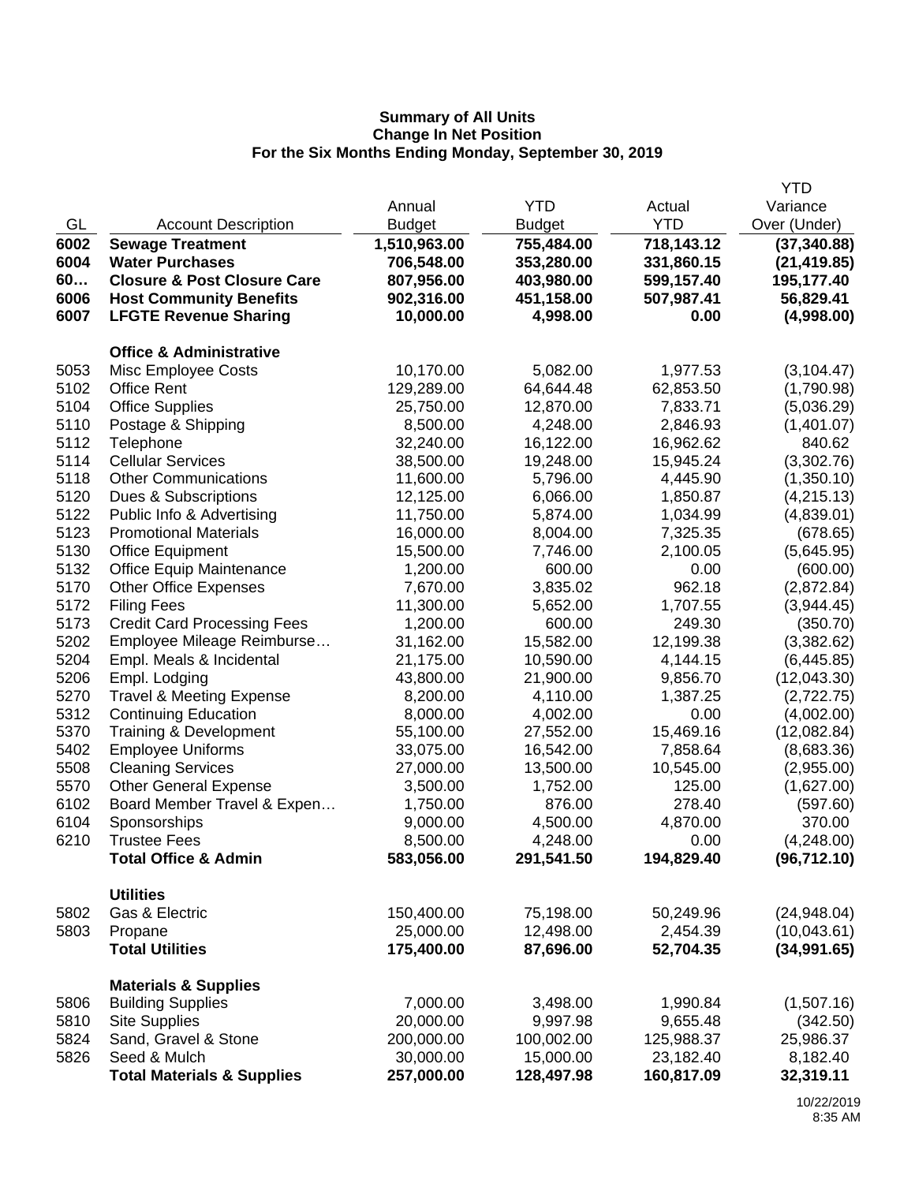**Summary of All Units**
**Change In Net Position**
**For the Six Months Ending Monday, September 30, 2019**

| GL | Account Description | Annual Budget | YTD Budget | Actual YTD | YTD Variance Over (Under) |
|---|---|---|---|---|---|
| **6002** | **Sewage Treatment** | **1,510,963.00** | **755,484.00** | **718,143.12** | **(37,340.88)** |
| **6004** | **Water Purchases** | **706,548.00** | **353,280.00** | **331,860.15** | **(21,419.85)** |
| **60…** | **Closure & Post Closure Care** | **807,956.00** | **403,980.00** | **599,157.40** | **195,177.40** |
| **6006** | **Host Community Benefits** | **902,316.00** | **451,158.00** | **507,987.41** | **56,829.41** |
| **6007** | **LFGTE Revenue Sharing** | **10,000.00** | **4,998.00** | **0.00** | **(4,998.00)** |
| | **Office & Administrative** | | | | |
| 5053 | Misc Employee Costs | 10,170.00 | 5,082.00 | 1,977.53 | (3,104.47) |
| 5102 | Office Rent | 129,289.00 | 64,644.48 | 62,853.50 | (1,790.98) |
| 5104 | Office Supplies | 25,750.00 | 12,870.00 | 7,833.71 | (5,036.29) |
| 5110 | Postage & Shipping | 8,500.00 | 4,248.00 | 2,846.93 | (1,401.07) |
| 5112 | Telephone | 32,240.00 | 16,122.00 | 16,962.62 | 840.62 |
| 5114 | Cellular Services | 38,500.00 | 19,248.00 | 15,945.24 | (3,302.76) |
| 5118 | Other Communications | 11,600.00 | 5,796.00 | 4,445.90 | (1,350.10) |
| 5120 | Dues & Subscriptions | 12,125.00 | 6,066.00 | 1,850.87 | (4,215.13) |
| 5122 | Public Info & Advertising | 11,750.00 | 5,874.00 | 1,034.99 | (4,839.01) |
| 5123 | Promotional Materials | 16,000.00 | 8,004.00 | 7,325.35 | (678.65) |
| 5130 | Office Equipment | 15,500.00 | 7,746.00 | 2,100.05 | (5,645.95) |
| 5132 | Office Equip Maintenance | 1,200.00 | 600.00 | 0.00 | (600.00) |
| 5170 | Other Office Expenses | 7,670.00 | 3,835.02 | 962.18 | (2,872.84) |
| 5172 | Filing Fees | 11,300.00 | 5,652.00 | 1,707.55 | (3,944.45) |
| 5173 | Credit Card Processing Fees | 1,200.00 | 600.00 | 249.30 | (350.70) |
| 5202 | Employee Mileage Reimburse… | 31,162.00 | 15,582.00 | 12,199.38 | (3,382.62) |
| 5204 | Empl. Meals & Incidental | 21,175.00 | 10,590.00 | 4,144.15 | (6,445.85) |
| 5206 | Empl. Lodging | 43,800.00 | 21,900.00 | 9,856.70 | (12,043.30) |
| 5270 | Travel & Meeting Expense | 8,200.00 | 4,110.00 | 1,387.25 | (2,722.75) |
| 5312 | Continuing Education | 8,000.00 | 4,002.00 | 0.00 | (4,002.00) |
| 5370 | Training & Development | 55,100.00 | 27,552.00 | 15,469.16 | (12,082.84) |
| 5402 | Employee Uniforms | 33,075.00 | 16,542.00 | 7,858.64 | (8,683.36) |
| 5508 | Cleaning Services | 27,000.00 | 13,500.00 | 10,545.00 | (2,955.00) |
| 5570 | Other General Expense | 3,500.00 | 1,752.00 | 125.00 | (1,627.00) |
| 6102 | Board Member Travel & Expen… | 1,750.00 | 876.00 | 278.40 | (597.60) |
| 6104 | Sponsorships | 9,000.00 | 4,500.00 | 4,870.00 | 370.00 |
| 6210 | Trustee Fees | 8,500.00 | 4,248.00 | 0.00 | (4,248.00) |
| | **Total Office & Admin** | **583,056.00** | **291,541.50** | **194,829.40** | **(96,712.10)** |
| | **Utilities** | | | | |
| 5802 | Gas & Electric | 150,400.00 | 75,198.00 | 50,249.96 | (24,948.04) |
| 5803 | Propane | 25,000.00 | 12,498.00 | 2,454.39 | (10,043.61) |
| | **Total Utilities** | **175,400.00** | **87,696.00** | **52,704.35** | **(34,991.65)** |
| | **Materials & Supplies** | | | | |
| 5806 | Building Supplies | 7,000.00 | 3,498.00 | 1,990.84 | (1,507.16) |
| 5810 | Site Supplies | 20,000.00 | 9,997.98 | 9,655.48 | (342.50) |
| 5824 | Sand, Gravel & Stone | 200,000.00 | 100,002.00 | 125,988.37 | 25,986.37 |
| 5826 | Seed & Mulch | 30,000.00 | 15,000.00 | 23,182.40 | 8,182.40 |
| | **Total Materials & Supplies** | **257,000.00** | **128,497.98** | **160,817.09** | **32,319.11** |

10/22/2019
8:35 AM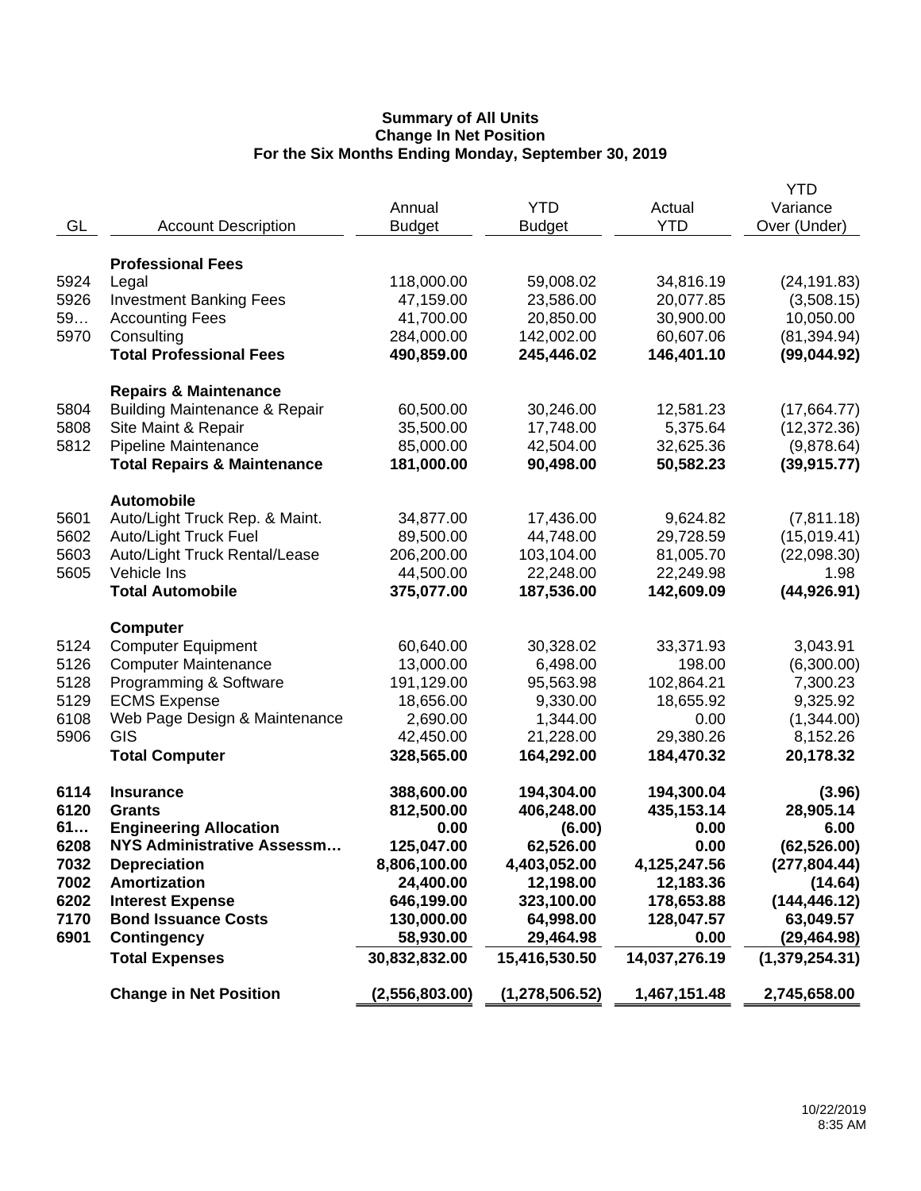**Summary of All Units**
**Change In Net Position**
**For the Six Months Ending Monday, September 30, 2019**

| GL | Account Description | Annual Budget | YTD Budget | Actual YTD | YTD Variance Over (Under) |
|---|---|---|---|---|---|
| | **Professional Fees** | | | | |
| 5924 | Legal | 118,000.00 | 59,008.02 | 34,816.19 | (24,191.83) |
| 5926 | Investment Banking Fees | 47,159.00 | 23,586.00 | 20,077.85 | (3,508.15) |
| 59… | Accounting Fees | 41,700.00 | 20,850.00 | 30,900.00 | 10,050.00 |
| 5970 | Consulting | 284,000.00 | 142,002.00 | 60,607.06 | (81,394.94) |
| | **Total Professional Fees** | **490,859.00** | **245,446.02** | **146,401.10** | **(99,044.92)** |
| | **Repairs & Maintenance** | | | | |
| 5804 | Building Maintenance & Repair | 60,500.00 | 30,246.00 | 12,581.23 | (17,664.77) |
| 5808 | Site Maint & Repair | 35,500.00 | 17,748.00 | 5,375.64 | (12,372.36) |
| 5812 | Pipeline Maintenance | 85,000.00 | 42,504.00 | 32,625.36 | (9,878.64) |
| | **Total Repairs & Maintenance** | **181,000.00** | **90,498.00** | **50,582.23** | **(39,915.77)** |
| | **Automobile** | | | | |
| 5601 | Auto/Light Truck Rep. & Maint. | 34,877.00 | 17,436.00 | 9,624.82 | (7,811.18) |
| 5602 | Auto/Light Truck Fuel | 89,500.00 | 44,748.00 | 29,728.59 | (15,019.41) |
| 5603 | Auto/Light Truck Rental/Lease | 206,200.00 | 103,104.00 | 81,005.70 | (22,098.30) |
| 5605 | Vehicle Ins | 44,500.00 | 22,248.00 | 22,249.98 | 1.98 |
| | **Total Automobile** | **375,077.00** | **187,536.00** | **142,609.09** | **(44,926.91)** |
| | **Computer** | | | | |
| 5124 | Computer Equipment | 60,640.00 | 30,328.02 | 33,371.93 | 3,043.91 |
| 5126 | Computer Maintenance | 13,000.00 | 6,498.00 | 198.00 | (6,300.00) |
| 5128 | Programming & Software | 191,129.00 | 95,563.98 | 102,864.21 | 7,300.23 |
| 5129 | ECMS Expense | 18,656.00 | 9,330.00 | 18,655.92 | 9,325.92 |
| 6108 | Web Page Design & Maintenance | 2,690.00 | 1,344.00 | 0.00 | (1,344.00) |
| 5906 | GIS | 42,450.00 | 21,228.00 | 29,380.26 | 8,152.26 |
| | **Total Computer** | **328,565.00** | **164,292.00** | **184,470.32** | **20,178.32** |
| **6114** | **Insurance** | **388,600.00** | **194,304.00** | **194,300.04** | **(3.96)** |
| **6120** | **Grants** | **812,500.00** | **406,248.00** | **435,153.14** | **28,905.14** |
| **61…** | **Engineering Allocation** | **0.00** | **(6.00)** | **0.00** | **6.00** |
| **6208** | **NYS Administrative Assessm…** | **125,047.00** | **62,526.00** | **0.00** | **(62,526.00)** |
| **7032** | **Depreciation** | **8,806,100.00** | **4,403,052.00** | **4,125,247.56** | **(277,804.44)** |
| **7002** | **Amortization** | **24,400.00** | **12,198.00** | **12,183.36** | **(14.64)** |
| **6202** | **Interest Expense** | **646,199.00** | **323,100.00** | **178,653.88** | **(144,446.12)** |
| **7170** | **Bond Issuance Costs** | **130,000.00** | **64,998.00** | **128,047.57** | **63,049.57** |
| **6901** | **Contingency** | **58,930.00** | **29,464.98** | **0.00** | **(29,464.98)** |
| | **Total Expenses** | **30,832,832.00** | **15,416,530.50** | **14,037,276.19** | **(1,379,254.31)** |
| | **Change in Net Position** | **(2,556,803.00)** | **(1,278,506.52)** | **1,467,151.48** | **2,745,658.00** |

10/22/2019
8:35 AM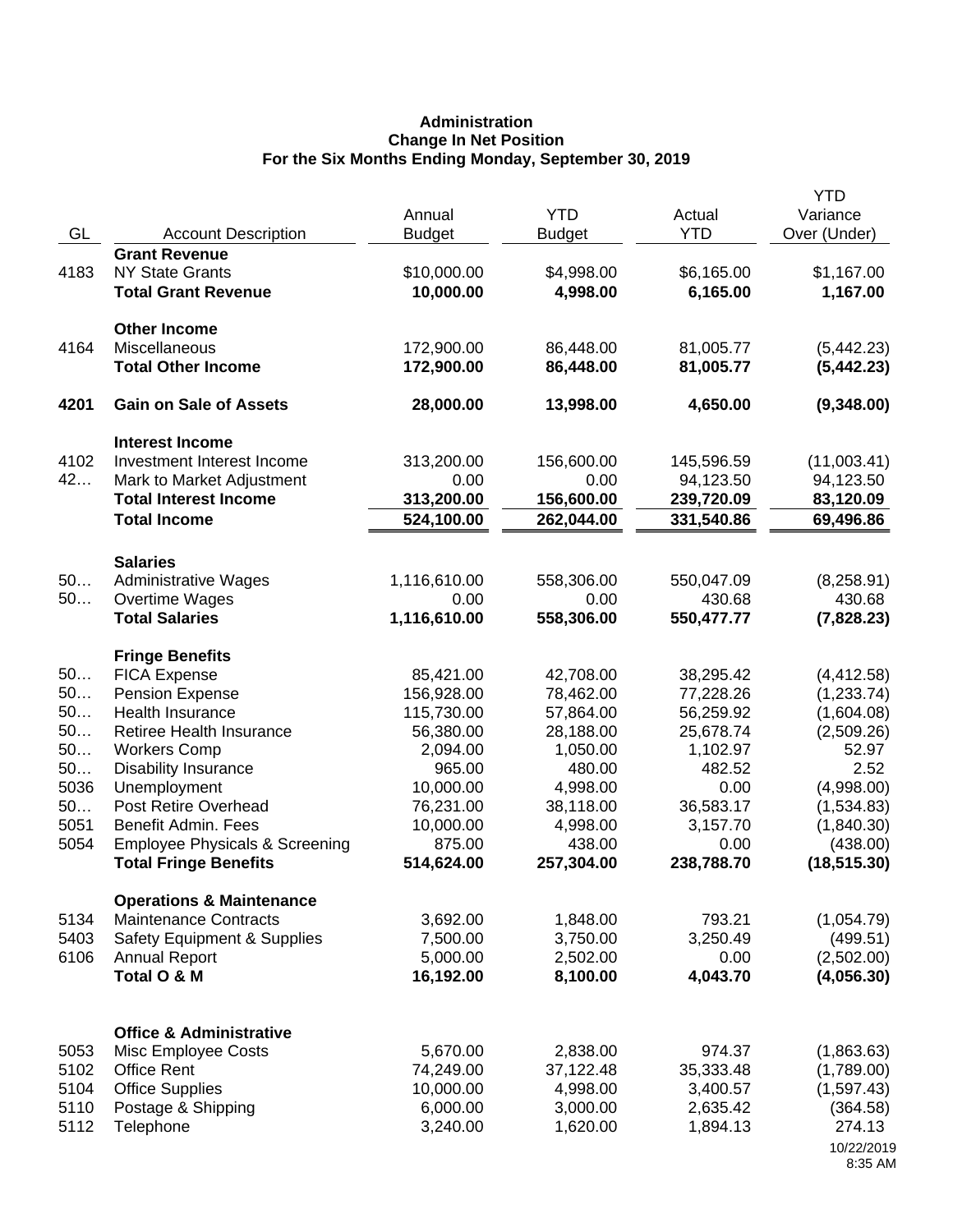**Administration**
**Change In Net Position**
**For the Six Months Ending Monday, September 30, 2019**

| GL | Account Description | Annual Budget | YTD Budget | Actual YTD | YTD Variance Over (Under) |
|---|---|---|---|---|---|
| | **Grant Revenue** | | | | |
| 4183 | NY State Grants | $10,000.00 | $4,998.00 | $6,165.00 | $1,167.00 |
| | **Total Grant Revenue** | **10,000.00** | **4,998.00** | **6,165.00** | **1,167.00** |
| | **Other Income** | | | | |
| 4164 | Miscellaneous | 172,900.00 | 86,448.00 | 81,005.77 | (5,442.23) |
| | **Total Other Income** | **172,900.00** | **86,448.00** | **81,005.77** | **(5,442.23)** |
| **4201** | **Gain on Sale of Assets** | **28,000.00** | **13,998.00** | **4,650.00** | **(9,348.00)** |
| | **Interest Income** | | | | |
| 4102 | Investment Interest Income | 313,200.00 | 156,600.00 | 145,596.59 | (11,003.41) |
| 42… | Mark to Market Adjustment | 0.00 | 0.00 | 94,123.50 | 94,123.50 |
| | **Total Interest Income** | **313,200.00** | **156,600.00** | **239,720.09** | **83,120.09** |
| | **Total Income** | **524,100.00** | **262,044.00** | **331,540.86** | **69,496.86** |
| | **Salaries** | | | | |
| 50… | Administrative Wages | 1,116,610.00 | 558,306.00 | 550,047.09 | (8,258.91) |
| 50… | Overtime Wages | 0.00 | 0.00 | 430.68 | 430.68 |
| | **Total Salaries** | **1,116,610.00** | **558,306.00** | **550,477.77** | **(7,828.23)** |
| | **Fringe Benefits** | | | | |
| 50… | FICA Expense | 85,421.00 | 42,708.00 | 38,295.42 | (4,412.58) |
| 50… | Pension Expense | 156,928.00 | 78,462.00 | 77,228.26 | (1,233.74) |
| 50… | Health Insurance | 115,730.00 | 57,864.00 | 56,259.92 | (1,604.08) |
| 50… | Retiree Health Insurance | 56,380.00 | 28,188.00 | 25,678.74 | (2,509.26) |
| 50… | Workers Comp | 2,094.00 | 1,050.00 | 1,102.97 | 52.97 |
| 50… | Disability Insurance | 965.00 | 480.00 | 482.52 | 2.52 |
| 5036 | Unemployment | 10,000.00 | 4,998.00 | 0.00 | (4,998.00) |
| 50… | Post Retire Overhead | 76,231.00 | 38,118.00 | 36,583.17 | (1,534.83) |
| 5051 | Benefit Admin. Fees | 10,000.00 | 4,998.00 | 3,157.70 | (1,840.30) |
| 5054 | Employee Physicals & Screening | 875.00 | 438.00 | 0.00 | (438.00) |
| | **Total Fringe Benefits** | **514,624.00** | **257,304.00** | **238,788.70** | **(18,515.30)** |
| | **Operations & Maintenance** | | | | |
| 5134 | Maintenance Contracts | 3,692.00 | 1,848.00 | 793.21 | (1,054.79) |
| 5403 | Safety Equipment & Supplies | 7,500.00 | 3,750.00 | 3,250.49 | (499.51) |
| 6106 | Annual Report | 5,000.00 | 2,502.00 | 0.00 | (2,502.00) |
| | **Total O & M** | **16,192.00** | **8,100.00** | **4,043.70** | **(4,056.30)** |
| | **Office & Administrative** | | | | |
| 5053 | Misc Employee Costs | 5,670.00 | 2,838.00 | 974.37 | (1,863.63) |
| 5102 | Office Rent | 74,249.00 | 37,122.48 | 35,333.48 | (1,789.00) |
| 5104 | Office Supplies | 10,000.00 | 4,998.00 | 3,400.57 | (1,597.43) |
| 5110 | Postage & Shipping | 6,000.00 | 3,000.00 | 2,635.42 | (364.58) |
| 5112 | Telephone | 3,240.00 | 1,620.00 | 1,894.13 | 274.13 |

10/22/2019
8:35 AM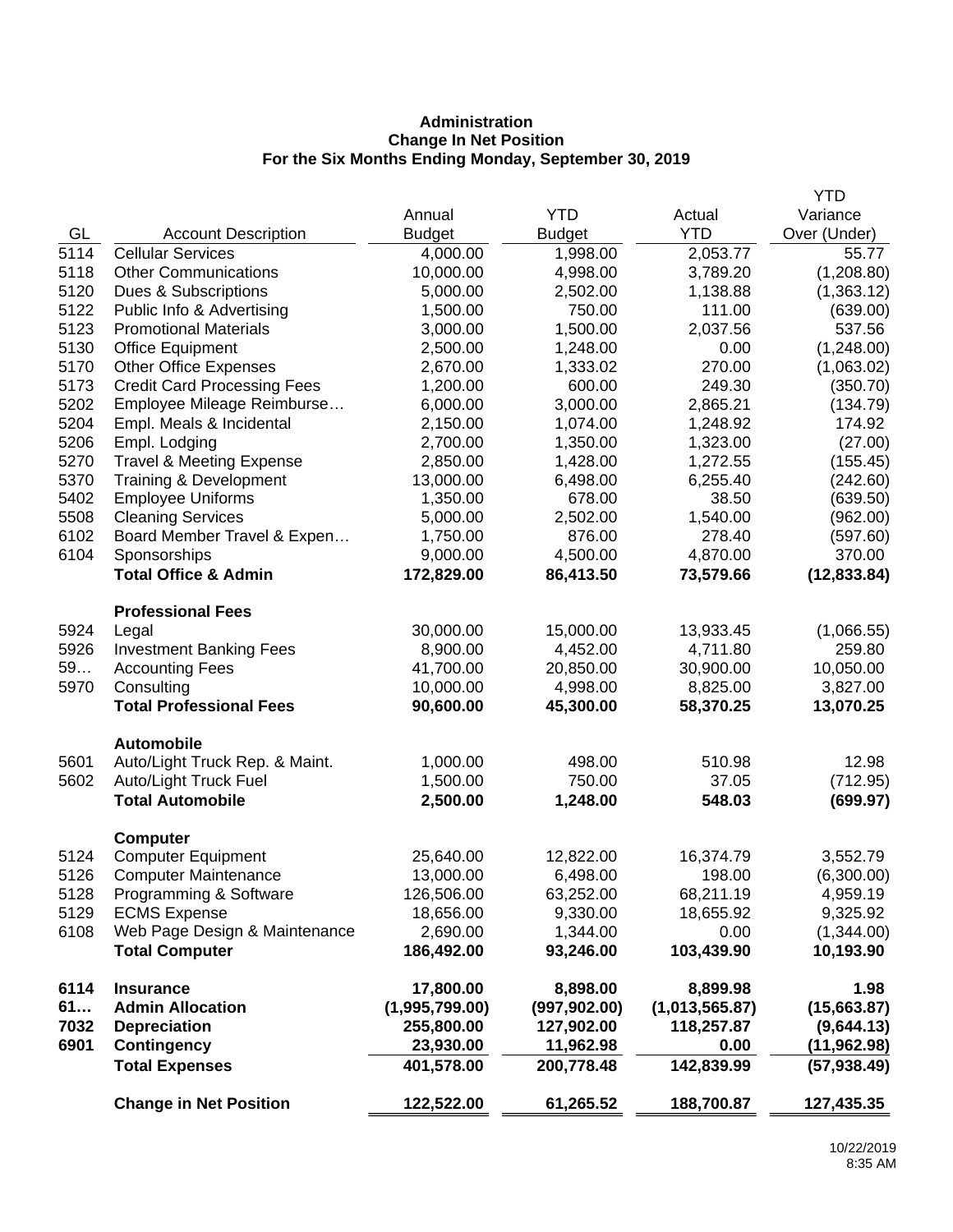**Administration**
**Change In Net Position**
**For the Six Months Ending Monday, September 30, 2019**

| GL | Account Description | Annual Budget | YTD Budget | Actual YTD | YTD Variance Over (Under) |
|---|---|---|---|---|---|
| 5114 | Cellular Services | 4,000.00 | 1,998.00 | 2,053.77 | 55.77 |
| 5118 | Other Communications | 10,000.00 | 4,998.00 | 3,789.20 | (1,208.80) |
| 5120 | Dues & Subscriptions | 5,000.00 | 2,502.00 | 1,138.88 | (1,363.12) |
| 5122 | Public Info & Advertising | 1,500.00 | 750.00 | 111.00 | (639.00) |
| 5123 | Promotional Materials | 3,000.00 | 1,500.00 | 2,037.56 | 537.56 |
| 5130 | Office Equipment | 2,500.00 | 1,248.00 | 0.00 | (1,248.00) |
| 5170 | Other Office Expenses | 2,670.00 | 1,333.02 | 270.00 | (1,063.02) |
| 5173 | Credit Card Processing Fees | 1,200.00 | 600.00 | 249.30 | (350.70) |
| 5202 | Employee Mileage Reimburse… | 6,000.00 | 3,000.00 | 2,865.21 | (134.79) |
| 5204 | Empl. Meals & Incidental | 2,150.00 | 1,074.00 | 1,248.92 | 174.92 |
| 5206 | Empl. Lodging | 2,700.00 | 1,350.00 | 1,323.00 | (27.00) |
| 5270 | Travel & Meeting Expense | 2,850.00 | 1,428.00 | 1,272.55 | (155.45) |
| 5370 | Training & Development | 13,000.00 | 6,498.00 | 6,255.40 | (242.60) |
| 5402 | Employee Uniforms | 1,350.00 | 678.00 | 38.50 | (639.50) |
| 5508 | Cleaning Services | 5,000.00 | 2,502.00 | 1,540.00 | (962.00) |
| 6102 | Board Member Travel & Expen… | 1,750.00 | 876.00 | 278.40 | (597.60) |
| 6104 | Sponsorships | 9,000.00 | 4,500.00 | 4,870.00 | 370.00 |
| | **Total Office & Admin** | **172,829.00** | **86,413.50** | **73,579.66** | **(12,833.84)** |
| | **Professional Fees** | | | | |
| 5924 | Legal | 30,000.00 | 15,000.00 | 13,933.45 | (1,066.55) |
| 5926 | Investment Banking Fees | 8,900.00 | 4,452.00 | 4,711.80 | 259.80 |
| 59… | Accounting Fees | 41,700.00 | 20,850.00 | 30,900.00 | 10,050.00 |
| 5970 | Consulting | 10,000.00 | 4,998.00 | 8,825.00 | 3,827.00 |
| | **Total Professional Fees** | **90,600.00** | **45,300.00** | **58,370.25** | **13,070.25** |
| | **Automobile** | | | | |
| 5601 | Auto/Light Truck Rep. & Maint. | 1,000.00 | 498.00 | 510.98 | 12.98 |
| 5602 | Auto/Light Truck Fuel | 1,500.00 | 750.00 | 37.05 | (712.95) |
| | **Total Automobile** | **2,500.00** | **1,248.00** | **548.03** | **(699.97)** |
| | **Computer** | | | | |
| 5124 | Computer Equipment | 25,640.00 | 12,822.00 | 16,374.79 | 3,552.79 |
| 5126 | Computer Maintenance | 13,000.00 | 6,498.00 | 198.00 | (6,300.00) |
| 5128 | Programming & Software | 126,506.00 | 63,252.00 | 68,211.19 | 4,959.19 |
| 5129 | ECMS Expense | 18,656.00 | 9,330.00 | 18,655.92 | 9,325.92 |
| 6108 | Web Page Design & Maintenance | 2,690.00 | 1,344.00 | 0.00 | (1,344.00) |
| | **Total Computer** | **186,492.00** | **93,246.00** | **103,439.90** | **10,193.90** |
| **6114** | **Insurance** | **17,800.00** | **8,898.00** | **8,899.98** | **1.98** |
| **61…** | **Admin Allocation** | **(1,995,799.00)** | **(997,902.00)** | **(1,013,565.87)** | **(15,663.87)** |
| **7032** | **Depreciation** | **255,800.00** | **127,902.00** | **118,257.87** | **(9,644.13)** |
| **6901** | **Contingency** | **23,930.00** | **11,962.98** | **0.00** | **(11,962.98)** |
| | **Total Expenses** | **401,578.00** | **200,778.48** | **142,839.99** | **(57,938.49)** |
| | **Change in Net Position** | **122,522.00** | **61,265.52** | **188,700.87** | **127,435.35** |

10/22/2019
8:35 AM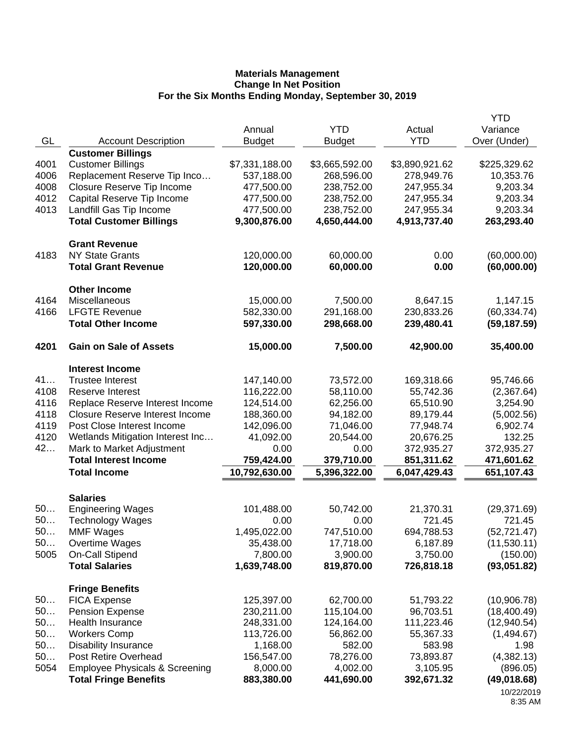**Materials Management**
**Change In Net Position**
**For the Six Months Ending Monday, September 30, 2019**

| GL | Account Description | Annual Budget | YTD Budget | Actual YTD | YTD Variance Over (Under) |
|---|---|---|---|---|---|
| | **Customer Billings** | | | | |
| 4001 | Customer Billings | $7,331,188.00 | $3,665,592.00 | $3,890,921.62 | $225,329.62 |
| 4006 | Replacement Reserve Tip Inco… | 537,188.00 | 268,596.00 | 278,949.76 | 10,353.76 |
| 4008 | Closure Reserve Tip Income | 477,500.00 | 238,752.00 | 247,955.34 | 9,203.34 |
| 4012 | Capital Reserve Tip Income | 477,500.00 | 238,752.00 | 247,955.34 | 9,203.34 |
| 4013 | Landfill Gas Tip Income | 477,500.00 | 238,752.00 | 247,955.34 | 9,203.34 |
| | **Total Customer Billings** | **9,300,876.00** | **4,650,444.00** | **4,913,737.40** | **263,293.40** |
| | **Grant Revenue** | | | | |
| 4183 | NY State Grants | 120,000.00 | 60,000.00 | 0.00 | (60,000.00) |
| | **Total Grant Revenue** | **120,000.00** | **60,000.00** | **0.00** | **(60,000.00)** |
| | **Other Income** | | | | |
| 4164 | Miscellaneous | 15,000.00 | 7,500.00 | 8,647.15 | 1,147.15 |
| 4166 | LFGTE Revenue | 582,330.00 | 291,168.00 | 230,833.26 | (60,334.74) |
| | **Total Other Income** | **597,330.00** | **298,668.00** | **239,480.41** | **(59,187.59)** |
| **4201** | **Gain on Sale of Assets** | **15,000.00** | **7,500.00** | **42,900.00** | **35,400.00** |
| | **Interest Income** | | | | |
| 41… | Trustee Interest | 147,140.00 | 73,572.00 | 169,318.66 | 95,746.66 |
| 4108 | Reserve Interest | 116,222.00 | 58,110.00 | 55,742.36 | (2,367.64) |
| 4116 | Replace Reserve Interest Income | 124,514.00 | 62,256.00 | 65,510.90 | 3,254.90 |
| 4118 | Closure Reserve Interest Income | 188,360.00 | 94,182.00 | 89,179.44 | (5,002.56) |
| 4119 | Post Close Interest Income | 142,096.00 | 71,046.00 | 77,948.74 | 6,902.74 |
| 4120 | Wetlands Mitigation Interest Inc… | 41,092.00 | 20,544.00 | 20,676.25 | 132.25 |
| 42… | Mark to Market Adjustment | 0.00 | 0.00 | 372,935.27 | 372,935.27 |
| | **Total Interest Income** | **759,424.00** | **379,710.00** | **851,311.62** | **471,601.62** |
| | **Total Income** | **10,792,630.00** | **5,396,322.00** | **6,047,429.43** | **651,107.43** |
| | **Salaries** | | | | |
| 50… | Engineering Wages | 101,488.00 | 50,742.00 | 21,370.31 | (29,371.69) |
| 50… | Technology Wages | 0.00 | 0.00 | 721.45 | 721.45 |
| 50… | MMF Wages | 1,495,022.00 | 747,510.00 | 694,788.53 | (52,721.47) |
| 50… | Overtime Wages | 35,438.00 | 17,718.00 | 6,187.89 | (11,530.11) |
| 5005 | On-Call Stipend | 7,800.00 | 3,900.00 | 3,750.00 | (150.00) |
| | **Total Salaries** | **1,639,748.00** | **819,870.00** | **726,818.18** | **(93,051.82)** |
| | **Fringe Benefits** | | | | |
| 50… | FICA Expense | 125,397.00 | 62,700.00 | 51,793.22 | (10,906.78) |
| 50… | Pension Expense | 230,211.00 | 115,104.00 | 96,703.51 | (18,400.49) |
| 50… | Health Insurance | 248,331.00 | 124,164.00 | 111,223.46 | (12,940.54) |
| 50… | Workers Comp | 113,726.00 | 56,862.00 | 55,367.33 | (1,494.67) |
| 50… | Disability Insurance | 1,168.00 | 582.00 | 583.98 | 1.98 |
| 50… | Post Retire Overhead | 156,547.00 | 78,276.00 | 73,893.87 | (4,382.13) |
| 5054 | Employee Physicals & Screening | 8,000.00 | 4,002.00 | 3,105.95 | (896.05) |
| | **Total Fringe Benefits** | **883,380.00** | **441,690.00** | **392,671.32** | **(49,018.68)** |

10/22/2019
8:35 AM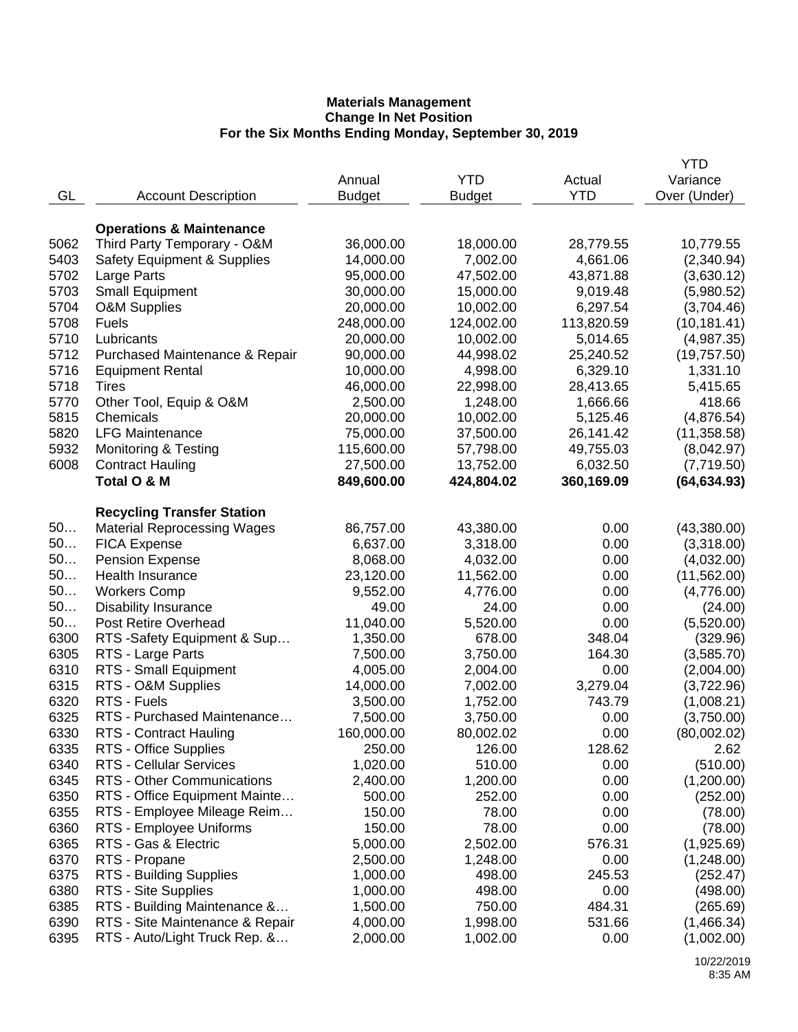**Materials Management**
**Change In Net Position**
**For the Six Months Ending Monday, September 30, 2019**

| GL | Account Description | Annual Budget | YTD Budget | Actual YTD | YTD Variance Over (Under) |
|---|---|---|---|---|---|
| | **Operations & Maintenance** | | | | |
| 5062 | Third Party Temporary - O&M | 36,000.00 | 18,000.00 | 28,779.55 | 10,779.55 |
| 5403 | Safety Equipment & Supplies | 14,000.00 | 7,002.00 | 4,661.06 | (2,340.94) |
| 5702 | Large Parts | 95,000.00 | 47,502.00 | 43,871.88 | (3,630.12) |
| 5703 | Small Equipment | 30,000.00 | 15,000.00 | 9,019.48 | (5,980.52) |
| 5704 | O&M Supplies | 20,000.00 | 10,002.00 | 6,297.54 | (3,704.46) |
| 5708 | Fuels | 248,000.00 | 124,002.00 | 113,820.59 | (10,181.41) |
| 5710 | Lubricants | 20,000.00 | 10,002.00 | 5,014.65 | (4,987.35) |
| 5712 | Purchased Maintenance & Repair | 90,000.00 | 44,998.02 | 25,240.52 | (19,757.50) |
| 5716 | Equipment Rental | 10,000.00 | 4,998.00 | 6,329.10 | 1,331.10 |
| 5718 | Tires | 46,000.00 | 22,998.00 | 28,413.65 | 5,415.65 |
| 5770 | Other Tool, Equip & O&M | 2,500.00 | 1,248.00 | 1,666.66 | 418.66 |
| 5815 | Chemicals | 20,000.00 | 10,002.00 | 5,125.46 | (4,876.54) |
| 5820 | LFG Maintenance | 75,000.00 | 37,500.00 | 26,141.42 | (11,358.58) |
| 5932 | Monitoring & Testing | 115,600.00 | 57,798.00 | 49,755.03 | (8,042.97) |
| 6008 | Contract Hauling | 27,500.00 | 13,752.00 | 6,032.50 | (7,719.50) |
| | **Total O & M** | **849,600.00** | **424,804.02** | **360,169.09** | **(64,634.93)** |
| | **Recycling Transfer Station** | | | | |
| 50… | Material Reprocessing Wages | 86,757.00 | 43,380.00 | 0.00 | (43,380.00) |
| 50… | FICA Expense | 6,637.00 | 3,318.00 | 0.00 | (3,318.00) |
| 50… | Pension Expense | 8,068.00 | 4,032.00 | 0.00 | (4,032.00) |
| 50… | Health Insurance | 23,120.00 | 11,562.00 | 0.00 | (11,562.00) |
| 50… | Workers Comp | 9,552.00 | 4,776.00 | 0.00 | (4,776.00) |
| 50… | Disability Insurance | 49.00 | 24.00 | 0.00 | (24.00) |
| 50… | Post Retire Overhead | 11,040.00 | 5,520.00 | 0.00 | (5,520.00) |
| 6300 | RTS -Safety Equipment & Sup… | 1,350.00 | 678.00 | 348.04 | (329.96) |
| 6305 | RTS - Large Parts | 7,500.00 | 3,750.00 | 164.30 | (3,585.70) |
| 6310 | RTS - Small Equipment | 4,005.00 | 2,004.00 | 0.00 | (2,004.00) |
| 6315 | RTS - O&M Supplies | 14,000.00 | 7,002.00 | 3,279.04 | (3,722.96) |
| 6320 | RTS - Fuels | 3,500.00 | 1,752.00 | 743.79 | (1,008.21) |
| 6325 | RTS - Purchased Maintenance… | 7,500.00 | 3,750.00 | 0.00 | (3,750.00) |
| 6330 | RTS - Contract Hauling | 160,000.00 | 80,002.02 | 0.00 | (80,002.02) |
| 6335 | RTS - Office Supplies | 250.00 | 126.00 | 128.62 | 2.62 |
| 6340 | RTS - Cellular Services | 1,020.00 | 510.00 | 0.00 | (510.00) |
| 6345 | RTS - Other Communications | 2,400.00 | 1,200.00 | 0.00 | (1,200.00) |
| 6350 | RTS - Office Equipment Mainte… | 500.00 | 252.00 | 0.00 | (252.00) |
| 6355 | RTS - Employee Mileage Reim… | 150.00 | 78.00 | 0.00 | (78.00) |
| 6360 | RTS - Employee Uniforms | 150.00 | 78.00 | 0.00 | (78.00) |
| 6365 | RTS - Gas & Electric | 5,000.00 | 2,502.00 | 576.31 | (1,925.69) |
| 6370 | RTS - Propane | 2,500.00 | 1,248.00 | 0.00 | (1,248.00) |
| 6375 | RTS - Building Supplies | 1,000.00 | 498.00 | 245.53 | (252.47) |
| 6380 | RTS - Site Supplies | 1,000.00 | 498.00 | 0.00 | (498.00) |
| 6385 | RTS - Building Maintenance &… | 1,500.00 | 750.00 | 484.31 | (265.69) |
| 6390 | RTS - Site Maintenance & Repair | 4,000.00 | 1,998.00 | 531.66 | (1,466.34) |
| 6395 | RTS - Auto/Light Truck Rep. &… | 2,000.00 | 1,002.00 | 0.00 | (1,002.00) |

10/22/2019
8:35 AM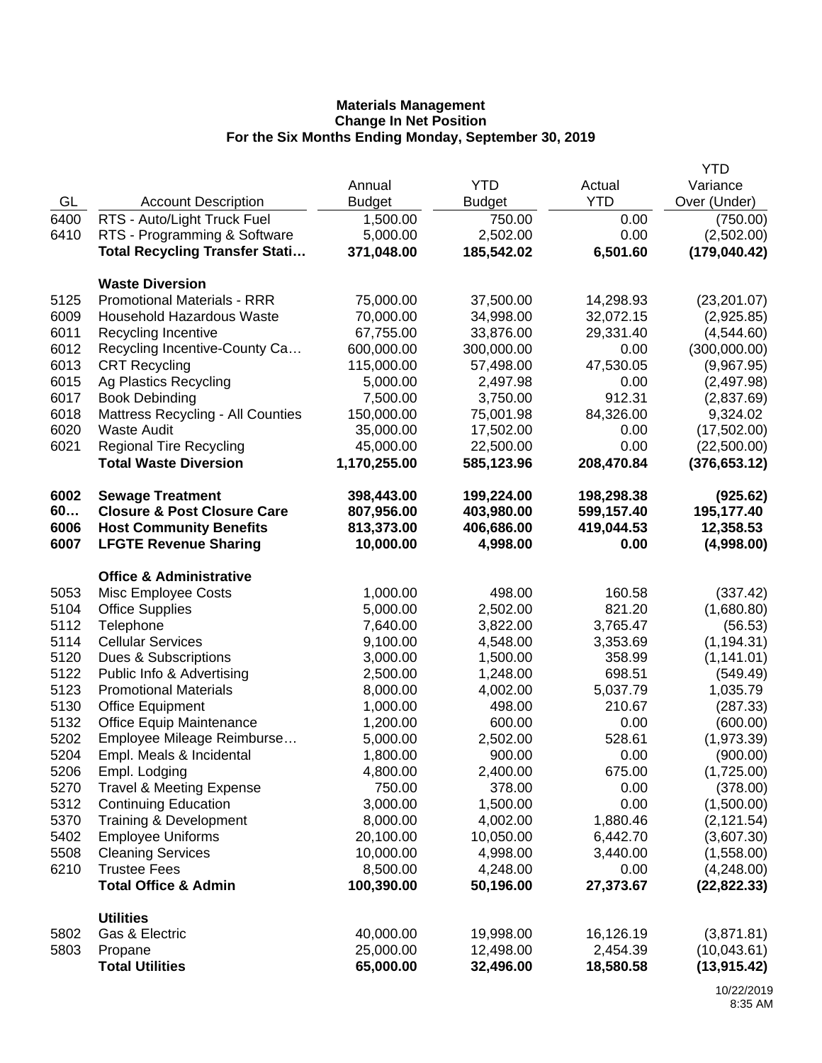**Materials Management**
**Change In Net Position**
**For the Six Months Ending Monday, September 30, 2019**

| GL | Account Description | Annual Budget | YTD Budget | Actual YTD | YTD Variance Over (Under) |
|---|---|---|---|---|---|
| 6400 | RTS - Auto/Light Truck Fuel | 1,500.00 | 750.00 | 0.00 | (750.00) |
| 6410 | RTS - Programming & Software | 5,000.00 | 2,502.00 | 0.00 | (2,502.00) |
| | **Total Recycling Transfer Stati…** | **371,048.00** | **185,542.02** | **6,501.60** | **(179,040.42)** |
| | | | | | |
| | **Waste Diversion** | | | | |
| 5125 | Promotional Materials - RRR | 75,000.00 | 37,500.00 | 14,298.93 | (23,201.07) |
| 6009 | Household Hazardous Waste | 70,000.00 | 34,998.00 | 32,072.15 | (2,925.85) |
| 6011 | Recycling Incentive | 67,755.00 | 33,876.00 | 29,331.40 | (4,544.60) |
| 6012 | Recycling Incentive-County Ca… | 600,000.00 | 300,000.00 | 0.00 | (300,000.00) |
| 6013 | CRT Recycling | 115,000.00 | 57,498.00 | 47,530.05 | (9,967.95) |
| 6015 | Ag Plastics Recycling | 5,000.00 | 2,497.98 | 0.00 | (2,497.98) |
| 6017 | Book Debinding | 7,500.00 | 3,750.00 | 912.31 | (2,837.69) |
| 6018 | Mattress Recycling - All Counties | 150,000.00 | 75,001.98 | 84,326.00 | 9,324.02 |
| 6020 | Waste Audit | 35,000.00 | 17,502.00 | 0.00 | (17,502.00) |
| 6021 | Regional Tire Recycling | 45,000.00 | 22,500.00 | 0.00 | (22,500.00) |
| | **Total Waste Diversion** | **1,170,255.00** | **585,123.96** | **208,470.84** | **(376,653.12)** |
| | | | | | |
| **6002** | **Sewage Treatment** | **398,443.00** | **199,224.00** | **198,298.38** | **(925.62)** |
| **60…** | **Closure & Post Closure Care** | **807,956.00** | **403,980.00** | **599,157.40** | **195,177.40** |
| **6006** | **Host Community Benefits** | **813,373.00** | **406,686.00** | **419,044.53** | **12,358.53** |
| **6007** | **LFGTE Revenue Sharing** | **10,000.00** | **4,998.00** | **0.00** | **(4,998.00)** |
| | | | | | |
| | **Office & Administrative** | | | | |
| 5053 | Misc Employee Costs | 1,000.00 | 498.00 | 160.58 | (337.42) |
| 5104 | Office Supplies | 5,000.00 | 2,502.00 | 821.20 | (1,680.80) |
| 5112 | Telephone | 7,640.00 | 3,822.00 | 3,765.47 | (56.53) |
| 5114 | Cellular Services | 9,100.00 | 4,548.00 | 3,353.69 | (1,194.31) |
| 5120 | Dues & Subscriptions | 3,000.00 | 1,500.00 | 358.99 | (1,141.01) |
| 5122 | Public Info & Advertising | 2,500.00 | 1,248.00 | 698.51 | (549.49) |
| 5123 | Promotional Materials | 8,000.00 | 4,002.00 | 5,037.79 | 1,035.79 |
| 5130 | Office Equipment | 1,000.00 | 498.00 | 210.67 | (287.33) |
| 5132 | Office Equip Maintenance | 1,200.00 | 600.00 | 0.00 | (600.00) |
| 5202 | Employee Mileage Reimburse… | 5,000.00 | 2,502.00 | 528.61 | (1,973.39) |
| 5204 | Empl. Meals & Incidental | 1,800.00 | 900.00 | 0.00 | (900.00) |
| 5206 | Empl. Lodging | 4,800.00 | 2,400.00 | 675.00 | (1,725.00) |
| 5270 | Travel & Meeting Expense | 750.00 | 378.00 | 0.00 | (378.00) |
| 5312 | Continuing Education | 3,000.00 | 1,500.00 | 0.00 | (1,500.00) |
| 5370 | Training & Development | 8,000.00 | 4,002.00 | 1,880.46 | (2,121.54) |
| 5402 | Employee Uniforms | 20,100.00 | 10,050.00 | 6,442.70 | (3,607.30) |
| 5508 | Cleaning Services | 10,000.00 | 4,998.00 | 3,440.00 | (1,558.00) |
| 6210 | Trustee Fees | 8,500.00 | 4,248.00 | 0.00 | (4,248.00) |
| | **Total Office & Admin** | **100,390.00** | **50,196.00** | **27,373.67** | **(22,822.33)** |
| | | | | | |
| | **Utilities** | | | | |
| 5802 | Gas & Electric | 40,000.00 | 19,998.00 | 16,126.19 | (3,871.81) |
| 5803 | Propane | 25,000.00 | 12,498.00 | 2,454.39 | (10,043.61) |
| | **Total Utilities** | **65,000.00** | **32,496.00** | **18,580.58** | **(13,915.42)** |

10/22/2019
8:35 AM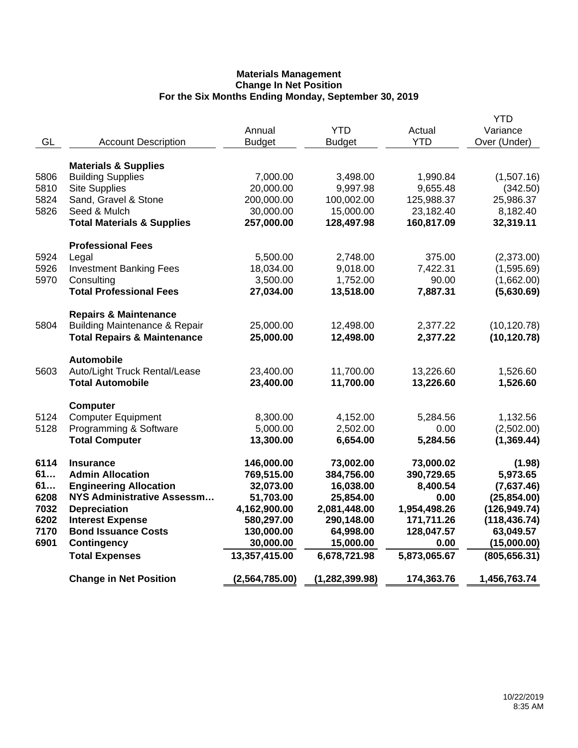**Materials Management**
**Change In Net Position**
**For the Six Months Ending Monday, September 30, 2019**

| GL | Account Description | Annual Budget | YTD Budget | Actual YTD | YTD Variance Over (Under) |
|---|---|---|---|---|---|
| | **Materials & Supplies** | | | | |
| 5806 | Building Supplies | 7,000.00 | 3,498.00 | 1,990.84 | (1,507.16) |
| 5810 | Site Supplies | 20,000.00 | 9,997.98 | 9,655.48 | (342.50) |
| 5824 | Sand, Gravel & Stone | 200,000.00 | 100,002.00 | 125,988.37 | 25,986.37 |
| 5826 | Seed & Mulch | 30,000.00 | 15,000.00 | 23,182.40 | 8,182.40 |
| | **Total Materials & Supplies** | **257,000.00** | **128,497.98** | **160,817.09** | **32,319.11** |
| | **Professional Fees** | | | | |
| 5924 | Legal | 5,500.00 | 2,748.00 | 375.00 | (2,373.00) |
| 5926 | Investment Banking Fees | 18,034.00 | 9,018.00 | 7,422.31 | (1,595.69) |
| 5970 | Consulting | 3,500.00 | 1,752.00 | 90.00 | (1,662.00) |
| | **Total Professional Fees** | **27,034.00** | **13,518.00** | **7,887.31** | **(5,630.69)** |
| | **Repairs & Maintenance** | | | | |
| 5804 | Building Maintenance & Repair | 25,000.00 | 12,498.00 | 2,377.22 | (10,120.78) |
| | **Total Repairs & Maintenance** | **25,000.00** | **12,498.00** | **2,377.22** | **(10,120.78)** |
| | **Automobile** | | | | |
| 5603 | Auto/Light Truck Rental/Lease | 23,400.00 | 11,700.00 | 13,226.60 | 1,526.60 |
| | **Total Automobile** | **23,400.00** | **11,700.00** | **13,226.60** | **1,526.60** |
| | **Computer** | | | | |
| 5124 | Computer Equipment | 8,300.00 | 4,152.00 | 5,284.56 | 1,132.56 |
| 5128 | Programming & Software | 5,000.00 | 2,502.00 | 0.00 | (2,502.00) |
| | **Total Computer** | **13,300.00** | **6,654.00** | **5,284.56** | **(1,369.44)** |
| **6114** | **Insurance** | **146,000.00** | **73,002.00** | **73,000.02** | **(1.98)** |
| **61…** | **Admin Allocation** | **769,515.00** | **384,756.00** | **390,729.65** | **5,973.65** |
| **61…** | **Engineering Allocation** | **32,073.00** | **16,038.00** | **8,400.54** | **(7,637.46)** |
| **6208** | **NYS Administrative Assessm…** | **51,703.00** | **25,854.00** | **0.00** | **(25,854.00)** |
| **7032** | **Depreciation** | **4,162,900.00** | **2,081,448.00** | **1,954,498.26** | **(126,949.74)** |
| **6202** | **Interest Expense** | **580,297.00** | **290,148.00** | **171,711.26** | **(118,436.74)** |
| **7170** | **Bond Issuance Costs** | **130,000.00** | **64,998.00** | **128,047.57** | **63,049.57** |
| **6901** | **Contingency** | **30,000.00** | **15,000.00** | **0.00** | **(15,000.00)** |
| | **Total Expenses** | **13,357,415.00** | **6,678,721.98** | **5,873,065.67** | **(805,656.31)** |
| | **Change in Net Position** | **(2,564,785.00)** | **(1,282,399.98)** | **174,363.76** | **1,456,763.74** |

10/22/2019
8:35 AM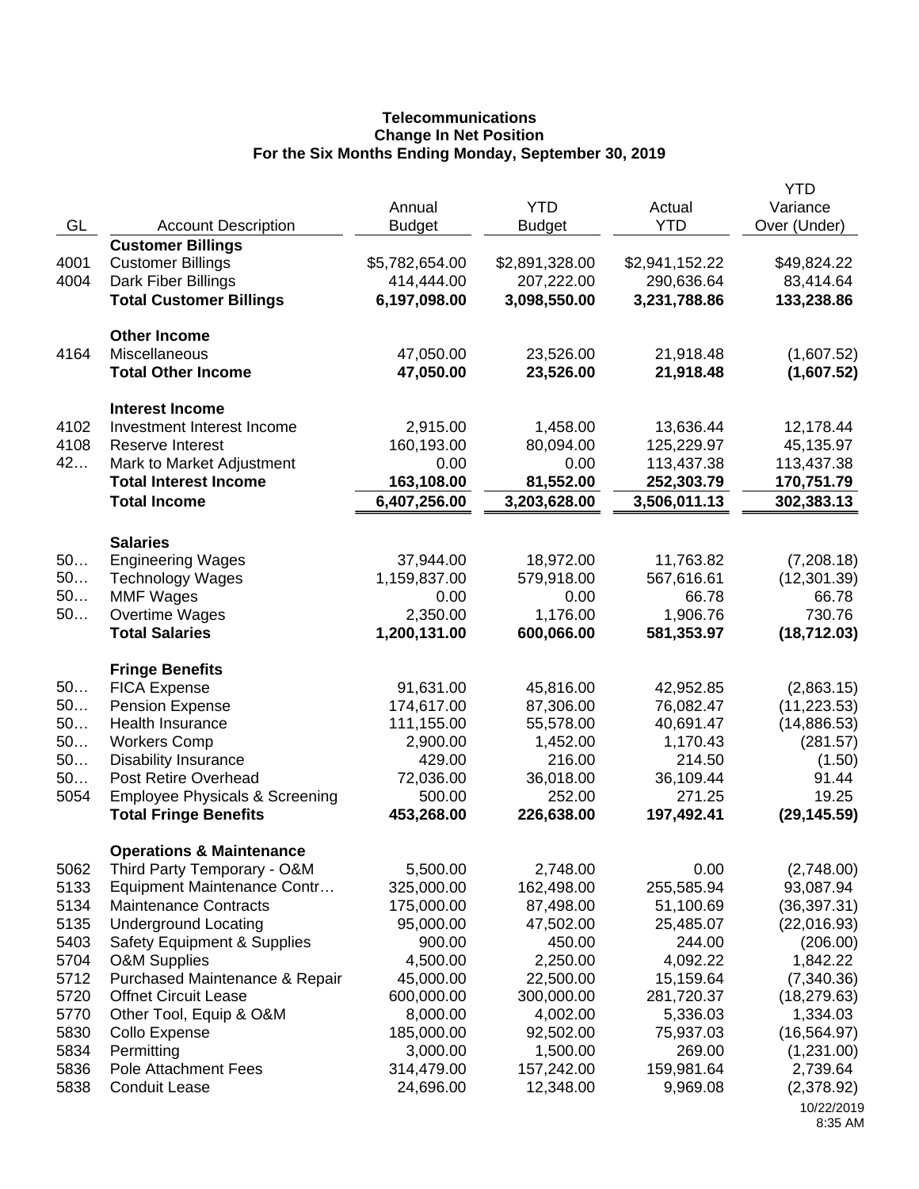**Telecommunications**
**Change In Net Position**
**For the Six Months Ending Monday, September 30, 2019**

| GL | Account Description | Annual Budget | YTD Budget | Actual YTD | YTD Variance Over (Under) |
|---|---|---|---|---|---|
| | **Customer Billings** | | | | |
| 4001 | Customer Billings | $5,782,654.00 | $2,891,328.00 | $2,941,152.22 | $49,824.22 |
| 4004 | Dark Fiber Billings | 414,444.00 | 207,222.00 | 290,636.64 | 83,414.64 |
| | **Total Customer Billings** | **6,197,098.00** | **3,098,550.00** | **3,231,788.86** | **133,238.86** |
| | **Other Income** | | | | |
| 4164 | Miscellaneous | 47,050.00 | 23,526.00 | 21,918.48 | (1,607.52) |
| | **Total Other Income** | **47,050.00** | **23,526.00** | **21,918.48** | **(1,607.52)** |
| | **Interest Income** | | | | |
| 4102 | Investment Interest Income | 2,915.00 | 1,458.00 | 13,636.44 | 12,178.44 |
| 4108 | Reserve Interest | 160,193.00 | 80,094.00 | 125,229.97 | 45,135.97 |
| 42… | Mark to Market Adjustment | 0.00 | 0.00 | 113,437.38 | 113,437.38 |
| | **Total Interest Income** | **163,108.00** | **81,552.00** | **252,303.79** | **170,751.79** |
| | **Total Income** | **6,407,256.00** | **3,203,628.00** | **3,506,011.13** | **302,383.13** |
| | **Salaries** | | | | |
| 50… | Engineering Wages | 37,944.00 | 18,972.00 | 11,763.82 | (7,208.18) |
| 50… | Technology Wages | 1,159,837.00 | 579,918.00 | 567,616.61 | (12,301.39) |
| 50… | MMF Wages | 0.00 | 0.00 | 66.78 | 66.78 |
| 50… | Overtime Wages | 2,350.00 | 1,176.00 | 1,906.76 | 730.76 |
| | **Total Salaries** | **1,200,131.00** | **600,066.00** | **581,353.97** | **(18,712.03)** |
| | **Fringe Benefits** | | | | |
| 50… | FICA Expense | 91,631.00 | 45,816.00 | 42,952.85 | (2,863.15) |
| 50… | Pension Expense | 174,617.00 | 87,306.00 | 76,082.47 | (11,223.53) |
| 50… | Health Insurance | 111,155.00 | 55,578.00 | 40,691.47 | (14,886.53) |
| 50… | Workers Comp | 2,900.00 | 1,452.00 | 1,170.43 | (281.57) |
| 50… | Disability Insurance | 429.00 | 216.00 | 214.50 | (1.50) |
| 50… | Post Retire Overhead | 72,036.00 | 36,018.00 | 36,109.44 | 91.44 |
| 5054 | Employee Physicals & Screening | 500.00 | 252.00 | 271.25 | 19.25 |
| | **Total Fringe Benefits** | **453,268.00** | **226,638.00** | **197,492.41** | **(29,145.59)** |
| | **Operations & Maintenance** | | | | |
| 5062 | Third Party Temporary - O&M | 5,500.00 | 2,748.00 | 0.00 | (2,748.00) |
| 5133 | Equipment Maintenance Contr… | 325,000.00 | 162,498.00 | 255,585.94 | 93,087.94 |
| 5134 | Maintenance Contracts | 175,000.00 | 87,498.00 | 51,100.69 | (36,397.31) |
| 5135 | Underground Locating | 95,000.00 | 47,502.00 | 25,485.07 | (22,016.93) |
| 5403 | Safety Equipment & Supplies | 900.00 | 450.00 | 244.00 | (206.00) |
| 5704 | O&M Supplies | 4,500.00 | 2,250.00 | 4,092.22 | 1,842.22 |
| 5712 | Purchased Maintenance & Repair | 45,000.00 | 22,500.00 | 15,159.64 | (7,340.36) |
| 5720 | Offnet Circuit Lease | 600,000.00 | 300,000.00 | 281,720.37 | (18,279.63) |
| 5770 | Other Tool, Equip & O&M | 8,000.00 | 4,002.00 | 5,336.03 | 1,334.03 |
| 5830 | Collo Expense | 185,000.00 | 92,502.00 | 75,937.03 | (16,564.97) |
| 5834 | Permitting | 3,000.00 | 1,500.00 | 269.00 | (1,231.00) |
| 5836 | Pole Attachment Fees | 314,479.00 | 157,242.00 | 159,981.64 | 2,739.64 |
| 5838 | Conduit Lease | 24,696.00 | 12,348.00 | 9,969.08 | (2,378.92) |

10/22/2019
8:35 AM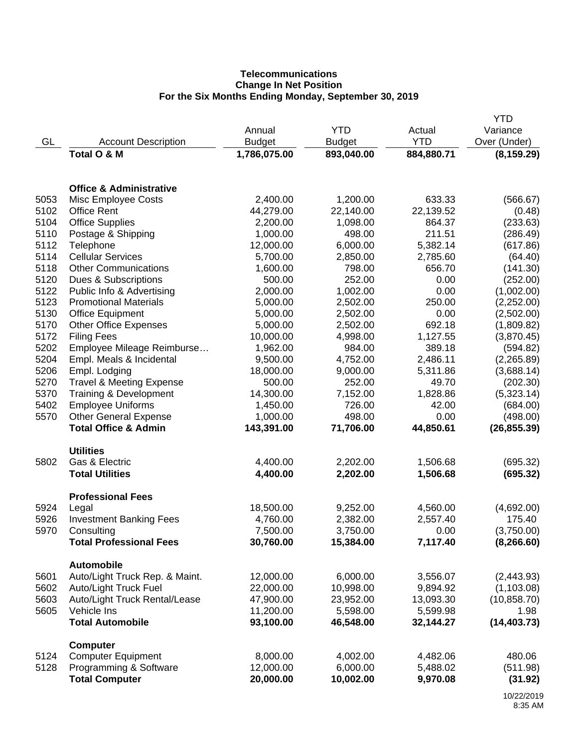**Telecommunications**
**Change In Net Position**
**For the Six Months Ending Monday, September 30, 2019**

| GL | Account Description | Annual Budget | YTD Budget | Actual YTD | YTD Variance Over (Under) |
|---|---|---|---|---|---|
| | **Total O & M** | **1,786,075.00** | **893,040.00** | **884,880.71** | **(8,159.29)** |
| | | | | | |
| | **Office & Administrative** | | | | |
| 5053 | Misc Employee Costs | 2,400.00 | 1,200.00 | 633.33 | (566.67) |
| 5102 | Office Rent | 44,279.00 | 22,140.00 | 22,139.52 | (0.48) |
| 5104 | Office Supplies | 2,200.00 | 1,098.00 | 864.37 | (233.63) |
| 5110 | Postage & Shipping | 1,000.00 | 498.00 | 211.51 | (286.49) |
| 5112 | Telephone | 12,000.00 | 6,000.00 | 5,382.14 | (617.86) |
| 5114 | Cellular Services | 5,700.00 | 2,850.00 | 2,785.60 | (64.40) |
| 5118 | Other Communications | 1,600.00 | 798.00 | 656.70 | (141.30) |
| 5120 | Dues & Subscriptions | 500.00 | 252.00 | 0.00 | (252.00) |
| 5122 | Public Info & Advertising | 2,000.00 | 1,002.00 | 0.00 | (1,002.00) |
| 5123 | Promotional Materials | 5,000.00 | 2,502.00 | 250.00 | (2,252.00) |
| 5130 | Office Equipment | 5,000.00 | 2,502.00 | 0.00 | (2,502.00) |
| 5170 | Other Office Expenses | 5,000.00 | 2,502.00 | 692.18 | (1,809.82) |
| 5172 | Filing Fees | 10,000.00 | 4,998.00 | 1,127.55 | (3,870.45) |
| 5202 | Employee Mileage Reimburse… | 1,962.00 | 984.00 | 389.18 | (594.82) |
| 5204 | Empl. Meals & Incidental | 9,500.00 | 4,752.00 | 2,486.11 | (2,265.89) |
| 5206 | Empl. Lodging | 18,000.00 | 9,000.00 | 5,311.86 | (3,688.14) |
| 5270 | Travel & Meeting Expense | 500.00 | 252.00 | 49.70 | (202.30) |
| 5370 | Training & Development | 14,300.00 | 7,152.00 | 1,828.86 | (5,323.14) |
| 5402 | Employee Uniforms | 1,450.00 | 726.00 | 42.00 | (684.00) |
| 5570 | Other General Expense | 1,000.00 | 498.00 | 0.00 | (498.00) |
| | **Total Office & Admin** | **143,391.00** | **71,706.00** | **44,850.61** | **(26,855.39)** |
| | | | | | |
| | **Utilities** | | | | |
| 5802 | Gas & Electric | 4,400.00 | 2,202.00 | 1,506.68 | (695.32) |
| | **Total Utilities** | **4,400.00** | **2,202.00** | **1,506.68** | **(695.32)** |
| | | | | | |
| | **Professional Fees** | | | | |
| 5924 | Legal | 18,500.00 | 9,252.00 | 4,560.00 | (4,692.00) |
| 5926 | Investment Banking Fees | 4,760.00 | 2,382.00 | 2,557.40 | 175.40 |
| 5970 | Consulting | 7,500.00 | 3,750.00 | 0.00 | (3,750.00) |
| | **Total Professional Fees** | **30,760.00** | **15,384.00** | **7,117.40** | **(8,266.60)** |
| | | | | | |
| | **Automobile** | | | | |
| 5601 | Auto/Light Truck Rep. & Maint. | 12,000.00 | 6,000.00 | 3,556.07 | (2,443.93) |
| 5602 | Auto/Light Truck Fuel | 22,000.00 | 10,998.00 | 9,894.92 | (1,103.08) |
| 5603 | Auto/Light Truck Rental/Lease | 47,900.00 | 23,952.00 | 13,093.30 | (10,858.70) |
| 5605 | Vehicle Ins | 11,200.00 | 5,598.00 | 5,599.98 | 1.98 |
| | **Total Automobile** | **93,100.00** | **46,548.00** | **32,144.27** | **(14,403.73)** |
| | | | | | |
| | **Computer** | | | | |
| 5124 | Computer Equipment | 8,000.00 | 4,002.00 | 4,482.06 | 480.06 |
| 5128 | Programming & Software | 12,000.00 | 6,000.00 | 5,488.02 | (511.98) |
| | **Total Computer** | **20,000.00** | **10,002.00** | **9,970.08** | **(31.92)** |

10/22/2019
8:35 AM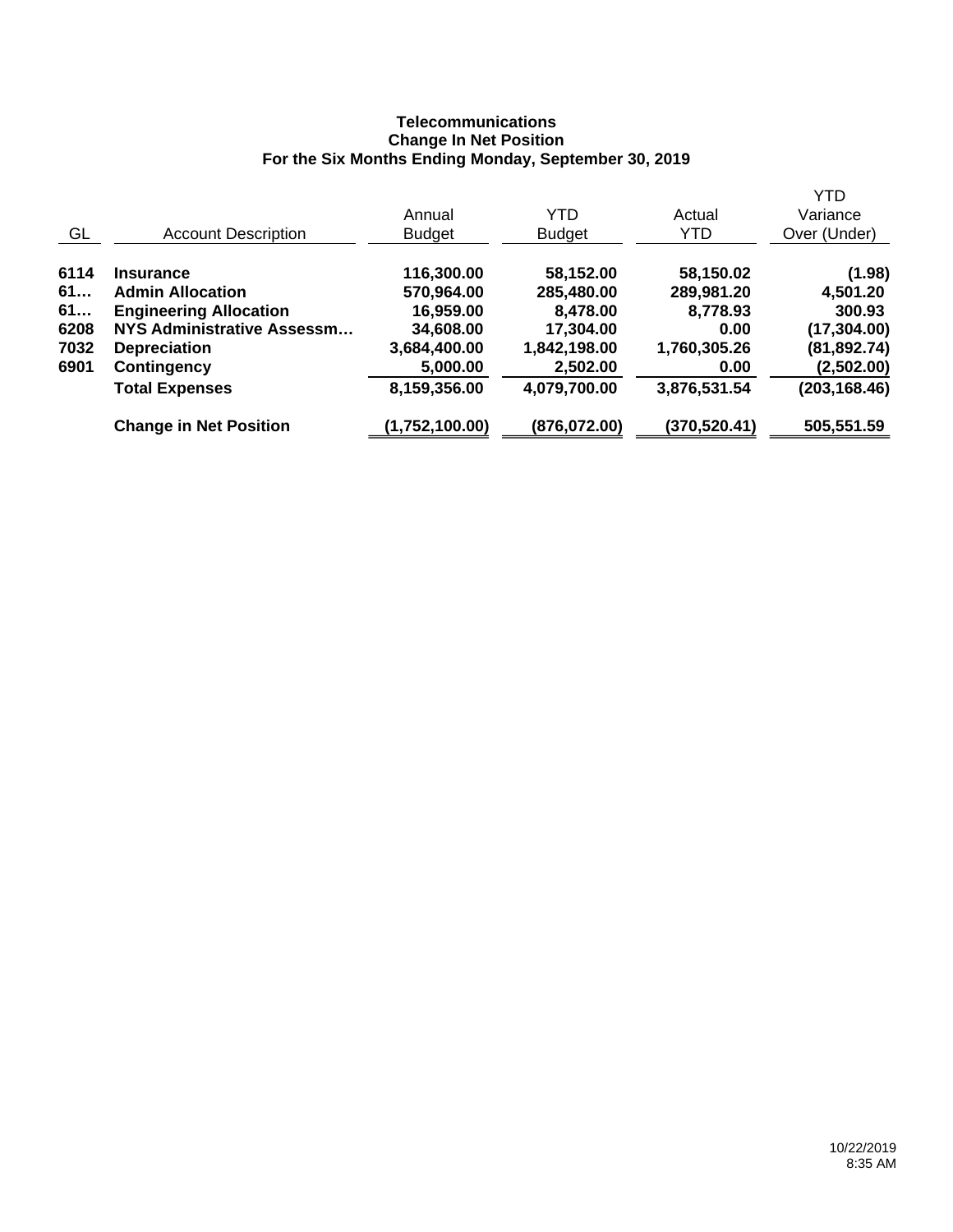**Telecommunications**
**Change In Net Position**
**For the Six Months Ending Monday, September 30, 2019**

| GL | Account Description | Annual Budget | YTD Budget | Actual YTD | YTD Variance Over (Under) |
|---|---|---|---|---|---|
| **6114** | **Insurance** | **116,300.00** | **58,152.00** | **58,150.02** | **(1.98)** |
| **61…** | **Admin Allocation** | **570,964.00** | **285,480.00** | **289,981.20** | **4,501.20** |
| **61…** | **Engineering Allocation** | **16,959.00** | **8,478.00** | **8,778.93** | **300.93** |
| **6208** | **NYS Administrative Assessm…** | **34,608.00** | **17,304.00** | **0.00** | **(17,304.00)** |
| **7032** | **Depreciation** | **3,684,400.00** | **1,842,198.00** | **1,760,305.26** | **(81,892.74)** |
| **6901** | **Contingency** | **5,000.00** | **2,502.00** | **0.00** | **(2,502.00)** |
| | **Total Expenses** | **8,159,356.00** | **4,079,700.00** | **3,876,531.54** | **(203,168.46)** |
| | **Change in Net Position** | **(1,752,100.00)** | **(876,072.00)** | **(370,520.41)** | **505,551.59** |

10/22/2019
8:35 AM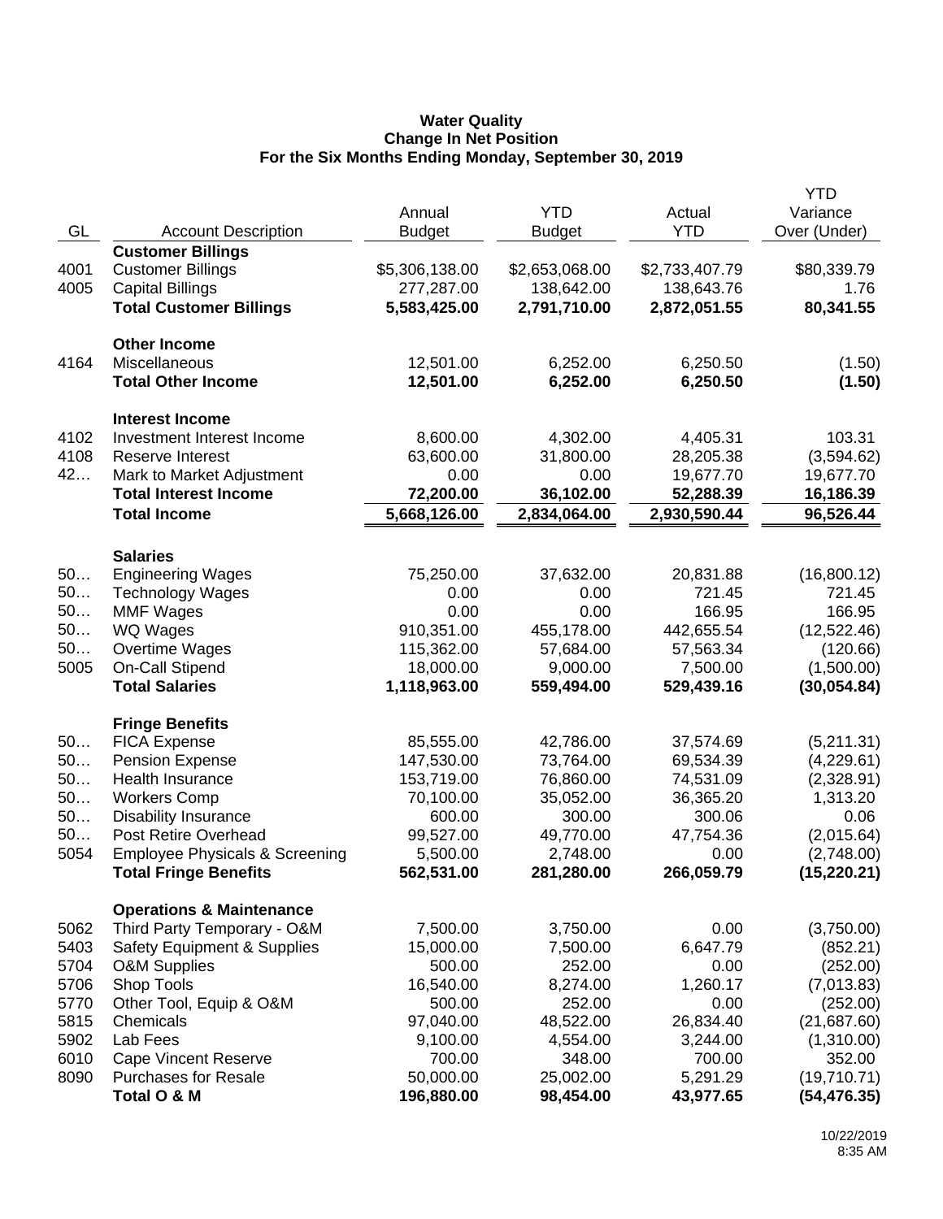# Water Quality
## Change In Net Position
### For the Six Months Ending Monday, September 30, 2019

| GL | Account Description | Annual Budget | YTD Budget | Actual YTD | YTD Variance Over (Under) |
|---|---|---|---|---|---|
| | **Customer Billings** | | | | |
| 4001 | Customer Billings | $5,306,138.00 | $2,653,068.00 | $2,733,407.79 | $80,339.79 |
| 4005 | Capital Billings | 277,287.00 | 138,642.00 | 138,643.76 | 1.76 |
| | **Total Customer Billings** | **5,583,425.00** | **2,791,710.00** | **2,872,051.55** | **80,341.55** |
| | **Other Income** | | | | |
| 4164 | Miscellaneous | 12,501.00 | 6,252.00 | 6,250.50 | (1.50) |
| | **Total Other Income** | **12,501.00** | **6,252.00** | **6,250.50** | **(1.50)** |
| | **Interest Income** | | | | |
| 4102 | Investment Interest Income | 8,600.00 | 4,302.00 | 4,405.31 | 103.31 |
| 4108 | Reserve Interest | 63,600.00 | 31,800.00 | 28,205.38 | (3,594.62) |
| 42… | Mark to Market Adjustment | 0.00 | 0.00 | 19,677.70 | 19,677.70 |
| | **Total Interest Income** | **72,200.00** | **36,102.00** | **52,288.39** | **16,186.39** |
| | **Total Income** | **5,668,126.00** | **2,834,064.00** | **2,930,590.44** | **96,526.44** |
| | **Salaries** | | | | |
| 50… | Engineering Wages | 75,250.00 | 37,632.00 | 20,831.88 | (16,800.12) |
| 50… | Technology Wages | 0.00 | 0.00 | 721.45 | 721.45 |
| 50… | MMF Wages | 0.00 | 0.00 | 166.95 | 166.95 |
| 50… | WQ Wages | 910,351.00 | 455,178.00 | 442,655.54 | (12,522.46) |
| 50… | Overtime Wages | 115,362.00 | 57,684.00 | 57,563.34 | (120.66) |
| 5005 | On-Call Stipend | 18,000.00 | 9,000.00 | 7,500.00 | (1,500.00) |
| | **Total Salaries** | **1,118,963.00** | **559,494.00** | **529,439.16** | **(30,054.84)** |
| | **Fringe Benefits** | | | | |
| 50… | FICA Expense | 85,555.00 | 42,786.00 | 37,574.69 | (5,211.31) |
| 50… | Pension Expense | 147,530.00 | 73,764.00 | 69,534.39 | (4,229.61) |
| 50… | Health Insurance | 153,719.00 | 76,860.00 | 74,531.09 | (2,328.91) |
| 50… | Workers Comp | 70,100.00 | 35,052.00 | 36,365.20 | 1,313.20 |
| 50… | Disability Insurance | 600.00 | 300.00 | 300.06 | 0.06 |
| 50… | Post Retire Overhead | 99,527.00 | 49,770.00 | 47,754.36 | (2,015.64) |
| 5054 | Employee Physicals & Screening | 5,500.00 | 2,748.00 | 0.00 | (2,748.00) |
| | **Total Fringe Benefits** | **562,531.00** | **281,280.00** | **266,059.79** | **(15,220.21)** |
| | **Operations & Maintenance** | | | | |
| 5062 | Third Party Temporary - O&M | 7,500.00 | 3,750.00 | 0.00 | (3,750.00) |
| 5403 | Safety Equipment & Supplies | 15,000.00 | 7,500.00 | 6,647.79 | (852.21) |
| 5704 | O&M Supplies | 500.00 | 252.00 | 0.00 | (252.00) |
| 5706 | Shop Tools | 16,540.00 | 8,274.00 | 1,260.17 | (7,013.83) |
| 5770 | Other Tool, Equip & O&M | 500.00 | 252.00 | 0.00 | (252.00) |
| 5815 | Chemicals | 97,040.00 | 48,522.00 | 26,834.40 | (21,687.60) |
| 5902 | Lab Fees | 9,100.00 | 4,554.00 | 3,244.00 | (1,310.00) |
| 6010 | Cape Vincent Reserve | 700.00 | 348.00 | 700.00 | 352.00 |
| 8090 | Purchases for Resale | 50,000.00 | 25,002.00 | 5,291.29 | (19,710.71) |
| | **Total O & M** | **196,880.00** | **98,454.00** | **43,977.65** | **(54,476.35)** |

10/22/2019
8:35 AM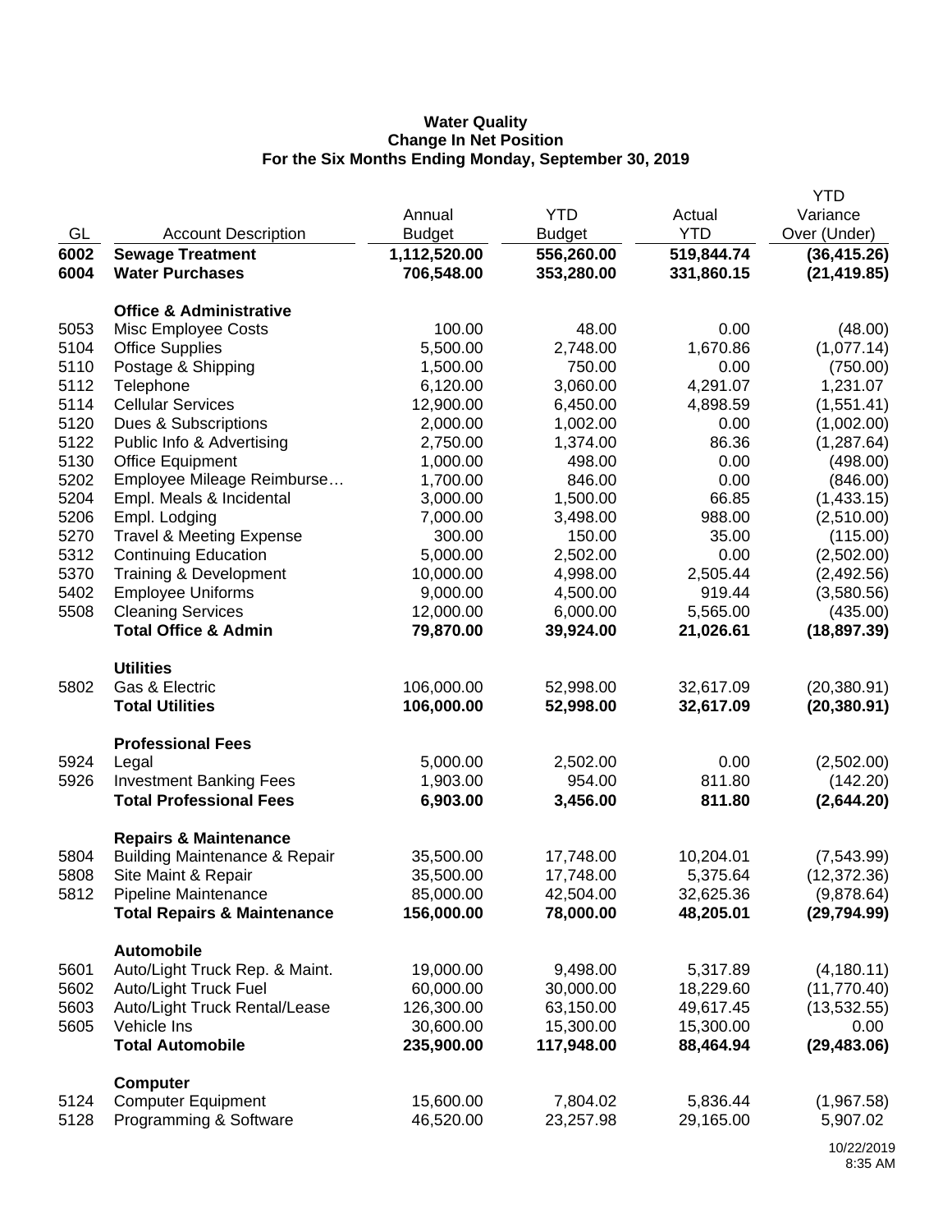**Water Quality**
**Change In Net Position**
**For the Six Months Ending Monday, September 30, 2019**

| GL | Account Description | Annual Budget | YTD Budget | Actual YTD | YTD Variance Over (Under) |
|---|---|---|---|---|---|
| **6002** | **Sewage Treatment** | **1,112,520.00** | **556,260.00** | **519,844.74** | **(36,415.26)** |
| **6004** | **Water Purchases** | **706,548.00** | **353,280.00** | **331,860.15** | **(21,419.85)** |
| | **Office & Administrative** | | | | |
| 5053 | Misc Employee Costs | 100.00 | 48.00 | 0.00 | (48.00) |
| 5104 | Office Supplies | 5,500.00 | 2,748.00 | 1,670.86 | (1,077.14) |
| 5110 | Postage & Shipping | 1,500.00 | 750.00 | 0.00 | (750.00) |
| 5112 | Telephone | 6,120.00 | 3,060.00 | 4,291.07 | 1,231.07 |
| 5114 | Cellular Services | 12,900.00 | 6,450.00 | 4,898.59 | (1,551.41) |
| 5120 | Dues & Subscriptions | 2,000.00 | 1,002.00 | 0.00 | (1,002.00) |
| 5122 | Public Info & Advertising | 2,750.00 | 1,374.00 | 86.36 | (1,287.64) |
| 5130 | Office Equipment | 1,000.00 | 498.00 | 0.00 | (498.00) |
| 5202 | Employee Mileage Reimburse… | 1,700.00 | 846.00 | 0.00 | (846.00) |
| 5204 | Empl. Meals & Incidental | 3,000.00 | 1,500.00 | 66.85 | (1,433.15) |
| 5206 | Empl. Lodging | 7,000.00 | 3,498.00 | 988.00 | (2,510.00) |
| 5270 | Travel & Meeting Expense | 300.00 | 150.00 | 35.00 | (115.00) |
| 5312 | Continuing Education | 5,000.00 | 2,502.00 | 0.00 | (2,502.00) |
| 5370 | Training & Development | 10,000.00 | 4,998.00 | 2,505.44 | (2,492.56) |
| 5402 | Employee Uniforms | 9,000.00 | 4,500.00 | 919.44 | (3,580.56) |
| 5508 | Cleaning Services | 12,000.00 | 6,000.00 | 5,565.00 | (435.00) |
| | **Total Office & Admin** | **79,870.00** | **39,924.00** | **21,026.61** | **(18,897.39)** |
| | **Utilities** | | | | |
| 5802 | Gas & Electric | 106,000.00 | 52,998.00 | 32,617.09 | (20,380.91) |
| | **Total Utilities** | **106,000.00** | **52,998.00** | **32,617.09** | **(20,380.91)** |
| | **Professional Fees** | | | | |
| 5924 | Legal | 5,000.00 | 2,502.00 | 0.00 | (2,502.00) |
| 5926 | Investment Banking Fees | 1,903.00 | 954.00 | 811.80 | (142.20) |
| | **Total Professional Fees** | **6,903.00** | **3,456.00** | **811.80** | **(2,644.20)** |
| | **Repairs & Maintenance** | | | | |
| 5804 | Building Maintenance & Repair | 35,500.00 | 17,748.00 | 10,204.01 | (7,543.99) |
| 5808 | Site Maint & Repair | 35,500.00 | 17,748.00 | 5,375.64 | (12,372.36) |
| 5812 | Pipeline Maintenance | 85,000.00 | 42,504.00 | 32,625.36 | (9,878.64) |
| | **Total Repairs & Maintenance** | **156,000.00** | **78,000.00** | **48,205.01** | **(29,794.99)** |
| | **Automobile** | | | | |
| 5601 | Auto/Light Truck Rep. & Maint. | 19,000.00 | 9,498.00 | 5,317.89 | (4,180.11) |
| 5602 | Auto/Light Truck Fuel | 60,000.00 | 30,000.00 | 18,229.60 | (11,770.40) |
| 5603 | Auto/Light Truck Rental/Lease | 126,300.00 | 63,150.00 | 49,617.45 | (13,532.55) |
| 5605 | Vehicle Ins | 30,600.00 | 15,300.00 | 15,300.00 | 0.00 |
| | **Total Automobile** | **235,900.00** | **117,948.00** | **88,464.94** | **(29,483.06)** |
| | **Computer** | | | | |
| 5124 | Computer Equipment | 15,600.00 | 7,804.02 | 5,836.44 | (1,967.58) |
| 5128 | Programming & Software | 46,520.00 | 23,257.98 | 29,165.00 | 5,907.02 |

10/22/2019
8:35 AM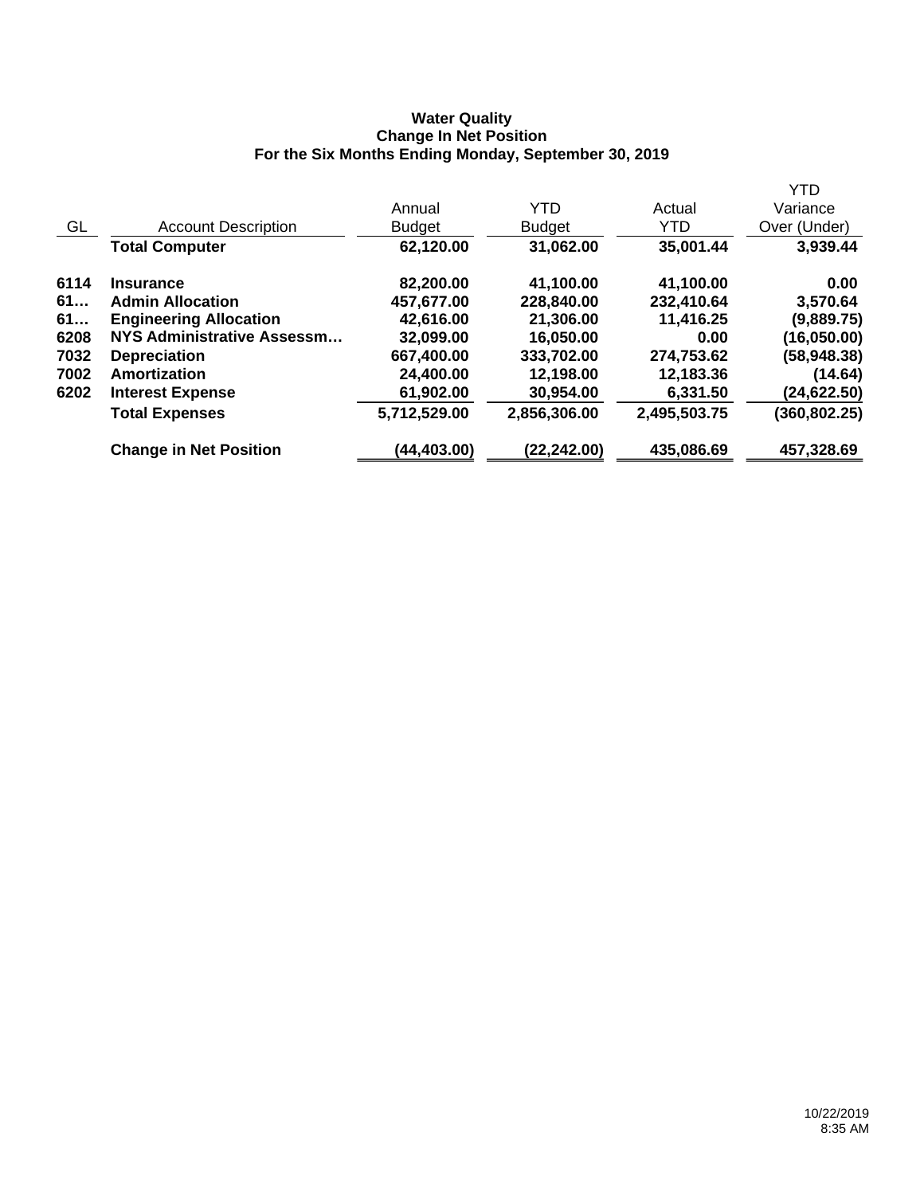**Water Quality**
**Change In Net Position**
**For the Six Months Ending Monday, September 30, 2019**

| GL | Account Description | Annual Budget | YTD Budget | Actual YTD | YTD Variance Over (Under) |
|---|---|---|---|---|---|
| | **Total Computer** | **62,120.00** | **31,062.00** | **35,001.44** | **3,939.44** |
| **6114** | **Insurance** | **82,200.00** | **41,100.00** | **41,100.00** | **0.00** |
| **61…** | **Admin Allocation** | **457,677.00** | **228,840.00** | **232,410.64** | **3,570.64** |
| **61…** | **Engineering Allocation** | **42,616.00** | **21,306.00** | **11,416.25** | **(9,889.75)** |
| **6208** | **NYS Administrative Assessm…** | **32,099.00** | **16,050.00** | **0.00** | **(16,050.00)** |
| **7032** | **Depreciation** | **667,400.00** | **333,702.00** | **274,753.62** | **(58,948.38)** |
| **7002** | **Amortization** | **24,400.00** | **12,198.00** | **12,183.36** | **(14.64)** |
| **6202** | **Interest Expense** | **61,902.00** | **30,954.00** | **6,331.50** | **(24,622.50)** |
| | **Total Expenses** | **5,712,529.00** | **2,856,306.00** | **2,495,503.75** | **(360,802.25)** |
| | **Change in Net Position** | **(44,403.00)** | **(22,242.00)** | **435,086.69** | **457,328.69** |

10/22/2019
8:35 AM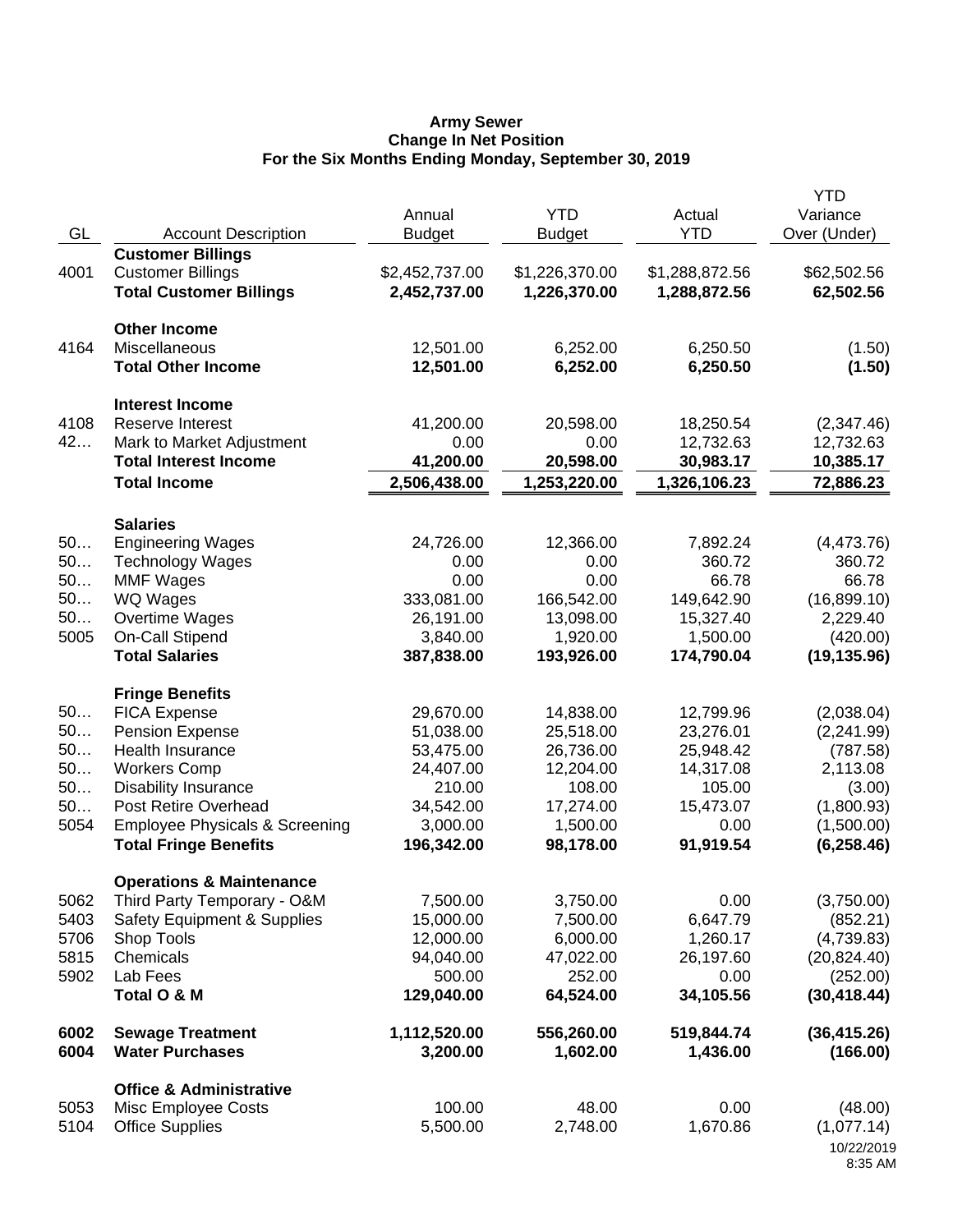**Army Sewer**
**Change In Net Position**
**For the Six Months Ending Monday, September 30, 2019**

| GL | Account Description | Annual Budget | YTD Budget | Actual YTD | YTD Variance Over (Under) |
|---|---|---|---|---|---|
| | **Customer Billings** | | | | |
| 4001 | Customer Billings | $2,452,737.00 | $1,226,370.00 | $1,288,872.56 | $62,502.56 |
| | **Total Customer Billings** | **2,452,737.00** | **1,226,370.00** | **1,288,872.56** | **62,502.56** |
| | **Other Income** | | | | |
| 4164 | Miscellaneous | 12,501.00 | 6,252.00 | 6,250.50 | (1.50) |
| | **Total Other Income** | **12,501.00** | **6,252.00** | **6,250.50** | **(1.50)** |
| | **Interest Income** | | | | |
| 4108 | Reserve Interest | 41,200.00 | 20,598.00 | 18,250.54 | (2,347.46) |
| 42… | Mark to Market Adjustment | 0.00 | 0.00 | 12,732.63 | 12,732.63 |
| | **Total Interest Income** | **41,200.00** | **20,598.00** | **30,983.17** | **10,385.17** |
| | **Total Income** | **2,506,438.00** | **1,253,220.00** | **1,326,106.23** | **72,886.23** |
| | **Salaries** | | | | |
| 50… | Engineering Wages | 24,726.00 | 12,366.00 | 7,892.24 | (4,473.76) |
| 50… | Technology Wages | 0.00 | 0.00 | 360.72 | 360.72 |
| 50… | MMF Wages | 0.00 | 0.00 | 66.78 | 66.78 |
| 50… | WQ Wages | 333,081.00 | 166,542.00 | 149,642.90 | (16,899.10) |
| 50… | Overtime Wages | 26,191.00 | 13,098.00 | 15,327.40 | 2,229.40 |
| 5005 | On-Call Stipend | 3,840.00 | 1,920.00 | 1,500.00 | (420.00) |
| | **Total Salaries** | **387,838.00** | **193,926.00** | **174,790.04** | **(19,135.96)** |
| | **Fringe Benefits** | | | | |
| 50… | FICA Expense | 29,670.00 | 14,838.00 | 12,799.96 | (2,038.04) |
| 50… | Pension Expense | 51,038.00 | 25,518.00 | 23,276.01 | (2,241.99) |
| 50… | Health Insurance | 53,475.00 | 26,736.00 | 25,948.42 | (787.58) |
| 50… | Workers Comp | 24,407.00 | 12,204.00 | 14,317.08 | 2,113.08 |
| 50… | Disability Insurance | 210.00 | 108.00 | 105.00 | (3.00) |
| 50… | Post Retire Overhead | 34,542.00 | 17,274.00 | 15,473.07 | (1,800.93) |
| 5054 | Employee Physicals & Screening | 3,000.00 | 1,500.00 | 0.00 | (1,500.00) |
| | **Total Fringe Benefits** | **196,342.00** | **98,178.00** | **91,919.54** | **(6,258.46)** |
| | **Operations & Maintenance** | | | | |
| 5062 | Third Party Temporary - O&M | 7,500.00 | 3,750.00 | 0.00 | (3,750.00) |
| 5403 | Safety Equipment & Supplies | 15,000.00 | 7,500.00 | 6,647.79 | (852.21) |
| 5706 | Shop Tools | 12,000.00 | 6,000.00 | 1,260.17 | (4,739.83) |
| 5815 | Chemicals | 94,040.00 | 47,022.00 | 26,197.60 | (20,824.40) |
| 5902 | Lab Fees | 500.00 | 252.00 | 0.00 | (252.00) |
| | **Total O & M** | **129,040.00** | **64,524.00** | **34,105.56** | **(30,418.44)** |
| **6002** | **Sewage Treatment** | **1,112,520.00** | **556,260.00** | **519,844.74** | **(36,415.26)** |
| **6004** | **Water Purchases** | **3,200.00** | **1,602.00** | **1,436.00** | **(166.00)** |
| | **Office & Administrative** | | | | |
| 5053 | Misc Employee Costs | 100.00 | 48.00 | 0.00 | (48.00) |
| 5104 | Office Supplies | 5,500.00 | 2,748.00 | 1,670.86 | (1,077.14) |

10/22/2019
8:35 AM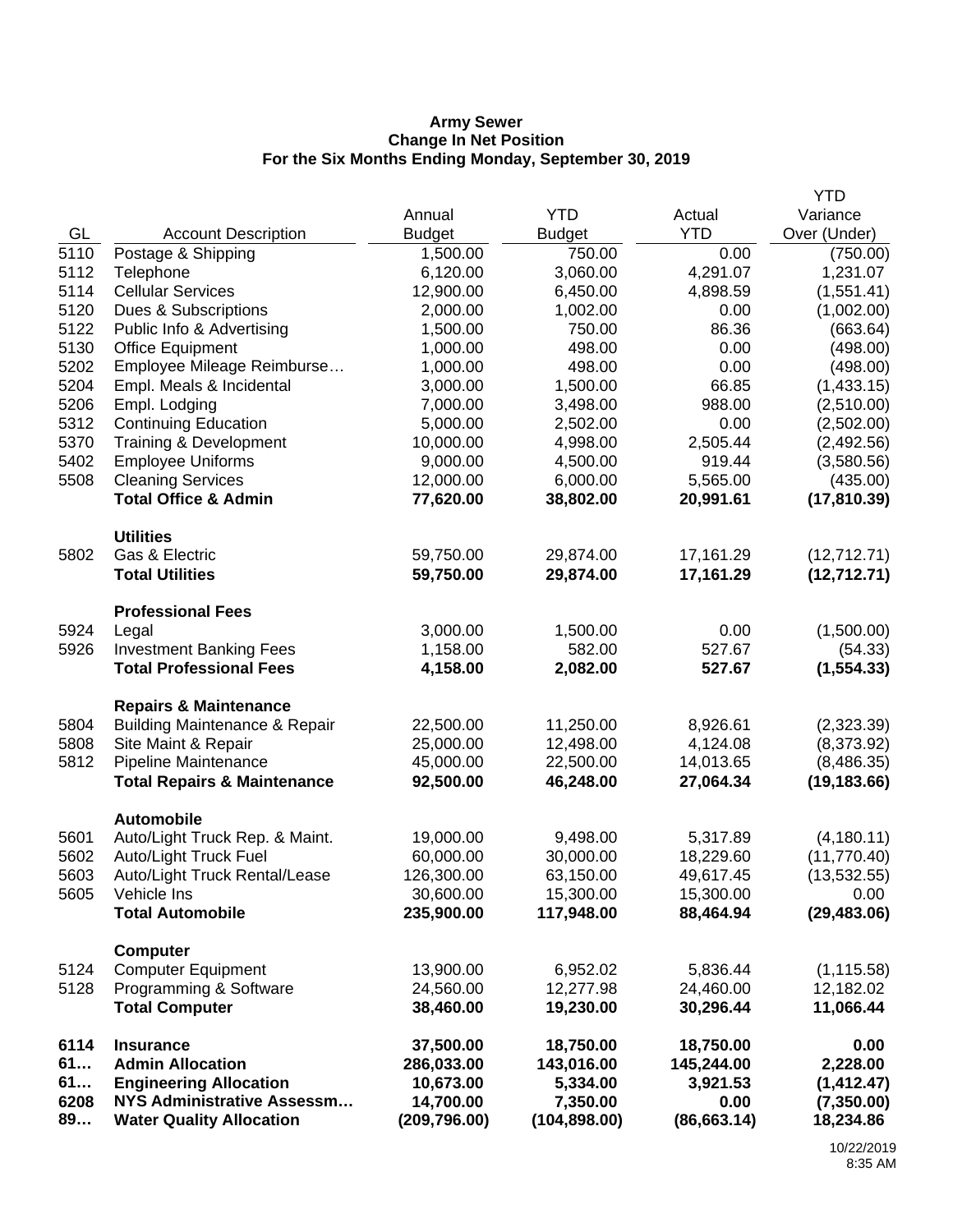**Army Sewer**
**Change In Net Position**
**For the Six Months Ending Monday, September 30, 2019**

| GL | Account Description | Annual Budget | YTD Budget | Actual YTD | YTD Variance Over (Under) |
|---|---|---|---|---|---|
| 5110 | Postage & Shipping | 1,500.00 | 750.00 | 0.00 | (750.00) |
| 5112 | Telephone | 6,120.00 | 3,060.00 | 4,291.07 | 1,231.07 |
| 5114 | Cellular Services | 12,900.00 | 6,450.00 | 4,898.59 | (1,551.41) |
| 5120 | Dues & Subscriptions | 2,000.00 | 1,002.00 | 0.00 | (1,002.00) |
| 5122 | Public Info & Advertising | 1,500.00 | 750.00 | 86.36 | (663.64) |
| 5130 | Office Equipment | 1,000.00 | 498.00 | 0.00 | (498.00) |
| 5202 | Employee Mileage Reimburse… | 1,000.00 | 498.00 | 0.00 | (498.00) |
| 5204 | Empl. Meals & Incidental | 3,000.00 | 1,500.00 | 66.85 | (1,433.15) |
| 5206 | Empl. Lodging | 7,000.00 | 3,498.00 | 988.00 | (2,510.00) |
| 5312 | Continuing Education | 5,000.00 | 2,502.00 | 0.00 | (2,502.00) |
| 5370 | Training & Development | 10,000.00 | 4,998.00 | 2,505.44 | (2,492.56) |
| 5402 | Employee Uniforms | 9,000.00 | 4,500.00 | 919.44 | (3,580.56) |
| 5508 | Cleaning Services | 12,000.00 | 6,000.00 | 5,565.00 | (435.00) |
| | **Total Office & Admin** | **77,620.00** | **38,802.00** | **20,991.61** | **(17,810.39)** |
| | **Utilities** | | | | |
| 5802 | Gas & Electric | 59,750.00 | 29,874.00 | 17,161.29 | (12,712.71) |
| | **Total Utilities** | **59,750.00** | **29,874.00** | **17,161.29** | **(12,712.71)** |
| | **Professional Fees** | | | | |
| 5924 | Legal | 3,000.00 | 1,500.00 | 0.00 | (1,500.00) |
| 5926 | Investment Banking Fees | 1,158.00 | 582.00 | 527.67 | (54.33) |
| | **Total Professional Fees** | **4,158.00** | **2,082.00** | **527.67** | **(1,554.33)** |
| | **Repairs & Maintenance** | | | | |
| 5804 | Building Maintenance & Repair | 22,500.00 | 11,250.00 | 8,926.61 | (2,323.39) |
| 5808 | Site Maint & Repair | 25,000.00 | 12,498.00 | 4,124.08 | (8,373.92) |
| 5812 | Pipeline Maintenance | 45,000.00 | 22,500.00 | 14,013.65 | (8,486.35) |
| | **Total Repairs & Maintenance** | **92,500.00** | **46,248.00** | **27,064.34** | **(19,183.66)** |
| | **Automobile** | | | | |
| 5601 | Auto/Light Truck Rep. & Maint. | 19,000.00 | 9,498.00 | 5,317.89 | (4,180.11) |
| 5602 | Auto/Light Truck Fuel | 60,000.00 | 30,000.00 | 18,229.60 | (11,770.40) |
| 5603 | Auto/Light Truck Rental/Lease | 126,300.00 | 63,150.00 | 49,617.45 | (13,532.55) |
| 5605 | Vehicle Ins | 30,600.00 | 15,300.00 | 15,300.00 | 0.00 |
| | **Total Automobile** | **235,900.00** | **117,948.00** | **88,464.94** | **(29,483.06)** |
| | **Computer** | | | | |
| 5124 | Computer Equipment | 13,900.00 | 6,952.02 | 5,836.44 | (1,115.58) |
| 5128 | Programming & Software | 24,560.00 | 12,277.98 | 24,460.00 | 12,182.02 |
| | **Total Computer** | **38,460.00** | **19,230.00** | **30,296.44** | **11,066.44** |
| **6114** | **Insurance** | **37,500.00** | **18,750.00** | **18,750.00** | **0.00** |
| **61…** | **Admin Allocation** | **286,033.00** | **143,016.00** | **145,244.00** | **2,228.00** |
| **61…** | **Engineering Allocation** | **10,673.00** | **5,334.00** | **3,921.53** | **(1,412.47)** |
| **6208** | **NYS Administrative Assessm…** | **14,700.00** | **7,350.00** | **0.00** | **(7,350.00)** |
| **89…** | **Water Quality Allocation** | **(209,796.00)** | **(104,898.00)** | **(86,663.14)** | **18,234.86** |

10/22/2019
8:35 AM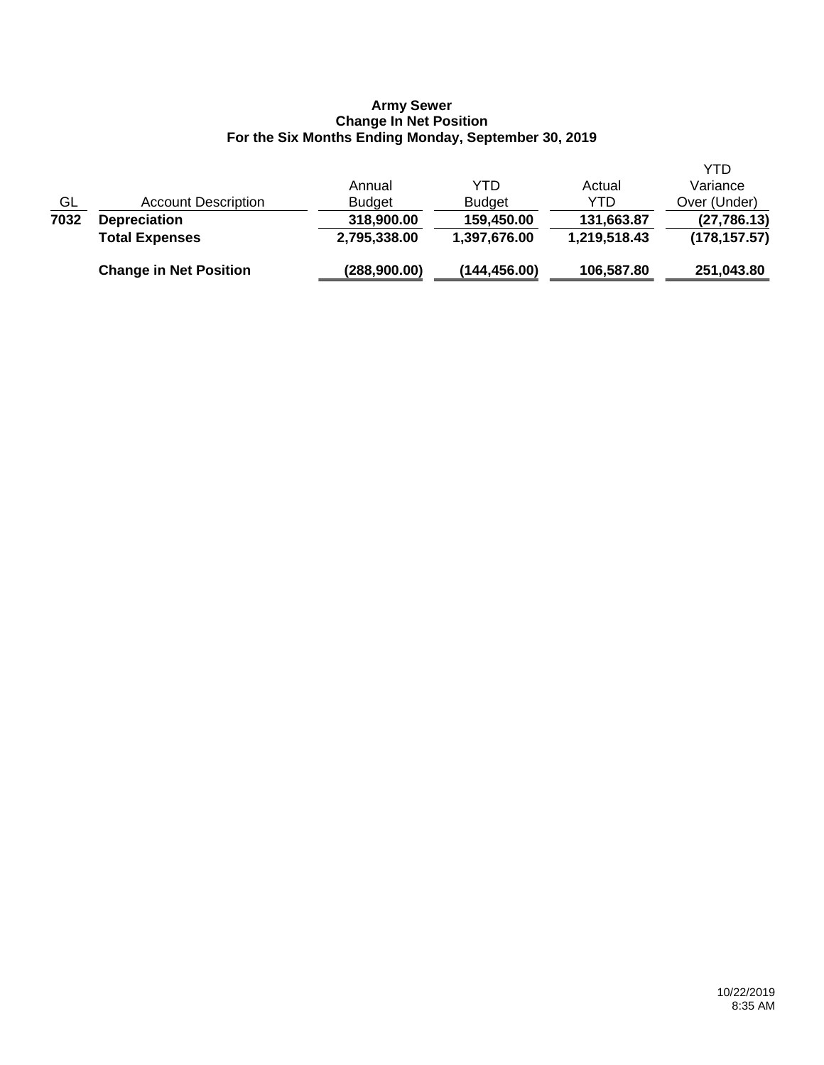**Army Sewer**
**Change In Net Position**
**For the Six Months Ending Monday, September 30, 2019**

| GL | Account Description | Annual Budget | YTD Budget | Actual YTD | YTD Variance Over (Under) |
|---|---|---|---|---|---|
| **7032** | **Depreciation** | **318,900.00** | **159,450.00** | **131,663.87** | **(27,786.13)** |
| | **Total Expenses** | **2,795,338.00** | **1,397,676.00** | **1,219,518.43** | **(178,157.57)** |
| | **Change in Net Position** | **(288,900.00)** | **(144,456.00)** | **106,587.80** | **251,043.80** |

10/22/2019
8:35 AM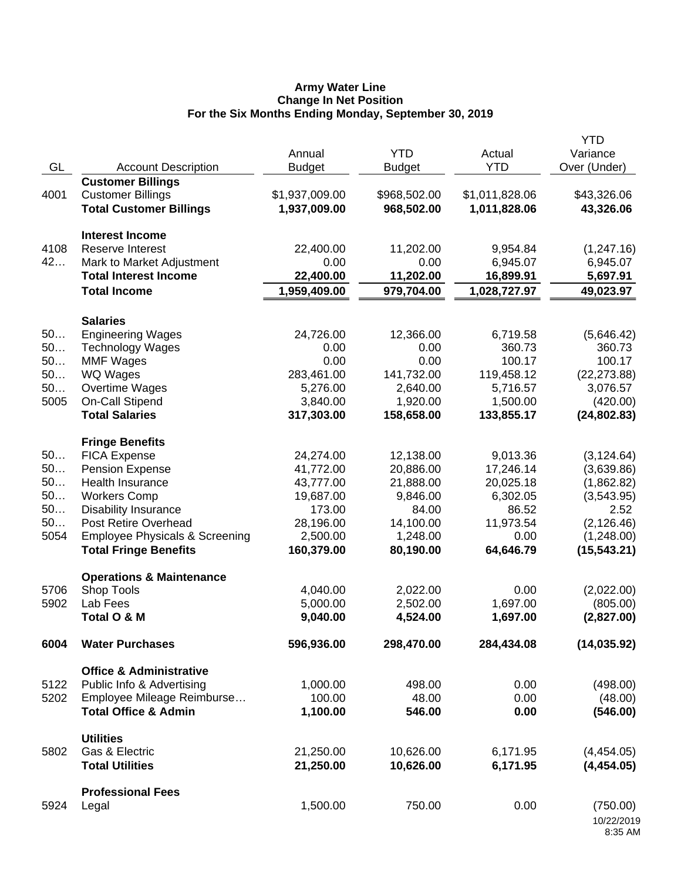**Army Water Line**
**Change In Net Position**
**For the Six Months Ending Monday, September 30, 2019**

| GL | Account Description | Annual Budget | YTD Budget | Actual YTD | YTD Variance Over (Under) |
|---|---|---|---|---|---|
| | **Customer Billings** | | | | |
| 4001 | Customer Billings | $1,937,009.00 | $968,502.00 | $1,011,828.06 | $43,326.06 |
| | **Total Customer Billings** | **1,937,009.00** | **968,502.00** | **1,011,828.06** | **43,326.06** |
| | **Interest Income** | | | | |
| 4108 | Reserve Interest | 22,400.00 | 11,202.00 | 9,954.84 | (1,247.16) |
| 42… | Mark to Market Adjustment | 0.00 | 0.00 | 6,945.07 | 6,945.07 |
| | **Total Interest Income** | **22,400.00** | **11,202.00** | **16,899.91** | **5,697.91** |
| | **Total Income** | **1,959,409.00** | **979,704.00** | **1,028,727.97** | **49,023.97** |
| | **Salaries** | | | | |
| 50… | Engineering Wages | 24,726.00 | 12,366.00 | 6,719.58 | (5,646.42) |
| 50… | Technology Wages | 0.00 | 0.00 | 360.73 | 360.73 |
| 50… | MMF Wages | 0.00 | 0.00 | 100.17 | 100.17 |
| 50… | WQ Wages | 283,461.00 | 141,732.00 | 119,458.12 | (22,273.88) |
| 50… | Overtime Wages | 5,276.00 | 2,640.00 | 5,716.57 | 3,076.57 |
| 5005 | On-Call Stipend | 3,840.00 | 1,920.00 | 1,500.00 | (420.00) |
| | **Total Salaries** | **317,303.00** | **158,658.00** | **133,855.17** | **(24,802.83)** |
| | **Fringe Benefits** | | | | |
| 50… | FICA Expense | 24,274.00 | 12,138.00 | 9,013.36 | (3,124.64) |
| 50… | Pension Expense | 41,772.00 | 20,886.00 | 17,246.14 | (3,639.86) |
| 50… | Health Insurance | 43,777.00 | 21,888.00 | 20,025.18 | (1,862.82) |
| 50… | Workers Comp | 19,687.00 | 9,846.00 | 6,302.05 | (3,543.95) |
| 50… | Disability Insurance | 173.00 | 84.00 | 86.52 | 2.52 |
| 50… | Post Retire Overhead | 28,196.00 | 14,100.00 | 11,973.54 | (2,126.46) |
| 5054 | Employee Physicals & Screening | 2,500.00 | 1,248.00 | 0.00 | (1,248.00) |
| | **Total Fringe Benefits** | **160,379.00** | **80,190.00** | **64,646.79** | **(15,543.21)** |
| | **Operations & Maintenance** | | | | |
| 5706 | Shop Tools | 4,040.00 | 2,022.00 | 0.00 | (2,022.00) |
| 5902 | Lab Fees | 5,000.00 | 2,502.00 | 1,697.00 | (805.00) |
| | **Total O & M** | **9,040.00** | **4,524.00** | **1,697.00** | **(2,827.00)** |
| **6004** | **Water Purchases** | **596,936.00** | **298,470.00** | **284,434.08** | **(14,035.92)** |
| | **Office & Administrative** | | | | |
| 5122 | Public Info & Advertising | 1,000.00 | 498.00 | 0.00 | (498.00) |
| 5202 | Employee Mileage Reimburse… | 100.00 | 48.00 | 0.00 | (48.00) |
| | **Total Office & Admin** | **1,100.00** | **546.00** | **0.00** | **(546.00)** |
| | **Utilities** | | | | |
| 5802 | Gas & Electric | 21,250.00 | 10,626.00 | 6,171.95 | (4,454.05) |
| | **Total Utilities** | **21,250.00** | **10,626.00** | **6,171.95** | **(4,454.05)** |
| | **Professional Fees** | | | | |
| 5924 | Legal | 1,500.00 | 750.00 | 0.00 | (750.00) |

10/22/2019
8:35 AM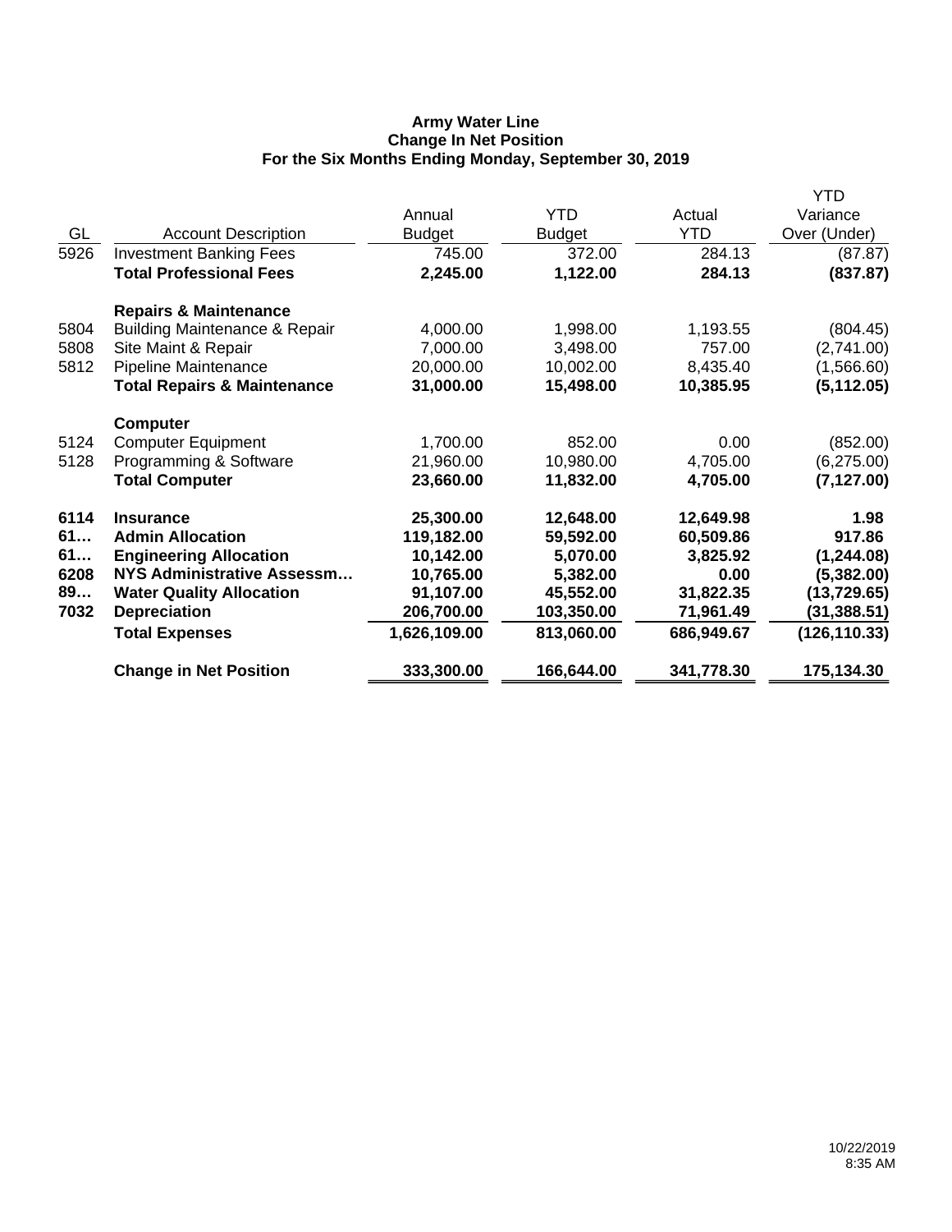**Army Water Line**
**Change In Net Position**
**For the Six Months Ending Monday, September 30, 2019**

| GL | Account Description | Annual Budget | YTD Budget | Actual YTD | YTD Variance Over (Under) |
|---|---|---|---|---|---|
| 5926 | Investment Banking Fees | 745.00 | 372.00 | 284.13 | (87.87) |
| | **Total Professional Fees** | **2,245.00** | **1,122.00** | **284.13** | **(837.87)** |
| | **Repairs & Maintenance** | | | | |
| 5804 | Building Maintenance & Repair | 4,000.00 | 1,998.00 | 1,193.55 | (804.45) |
| 5808 | Site Maint & Repair | 7,000.00 | 3,498.00 | 757.00 | (2,741.00) |
| 5812 | Pipeline Maintenance | 20,000.00 | 10,002.00 | 8,435.40 | (1,566.60) |
| | **Total Repairs & Maintenance** | **31,000.00** | **15,498.00** | **10,385.95** | **(5,112.05)** |
| | **Computer** | | | | |
| 5124 | Computer Equipment | 1,700.00 | 852.00 | 0.00 | (852.00) |
| 5128 | Programming & Software | 21,960.00 | 10,980.00 | 4,705.00 | (6,275.00) |
| | **Total Computer** | **23,660.00** | **11,832.00** | **4,705.00** | **(7,127.00)** |
| **6114** | **Insurance** | **25,300.00** | **12,648.00** | **12,649.98** | **1.98** |
| **61…** | **Admin Allocation** | **119,182.00** | **59,592.00** | **60,509.86** | **917.86** |
| **61…** | **Engineering Allocation** | **10,142.00** | **5,070.00** | **3,825.92** | **(1,244.08)** |
| **6208** | **NYS Administrative Assessm…** | **10,765.00** | **5,382.00** | **0.00** | **(5,382.00)** |
| **89…** | **Water Quality Allocation** | **91,107.00** | **45,552.00** | **31,822.35** | **(13,729.65)** |
| **7032** | **Depreciation** | **206,700.00** | **103,350.00** | **71,961.49** | **(31,388.51)** |
| | **Total Expenses** | **1,626,109.00** | **813,060.00** | **686,949.67** | **(126,110.33)** |
| | **Change in Net Position** | **333,300.00** | **166,644.00** | **341,778.30** | **175,134.30** |

10/22/2019
8:35 AM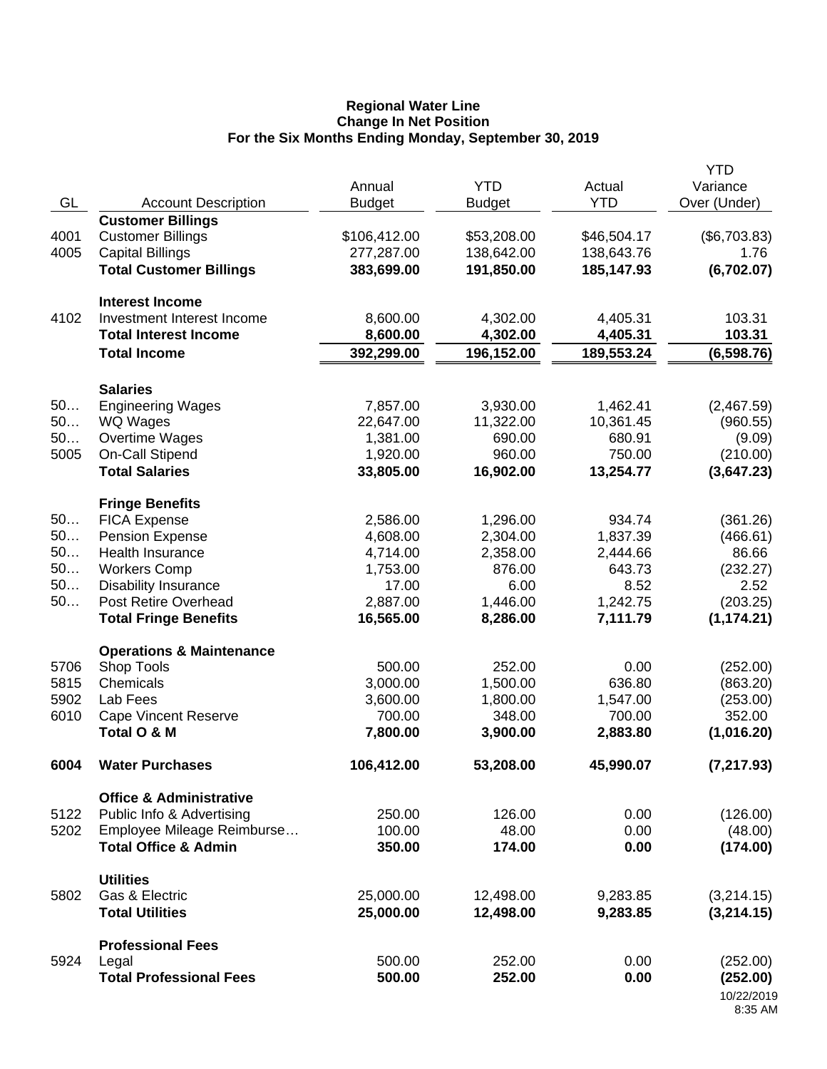**Regional Water Line**
**Change In Net Position**
**For the Six Months Ending Monday, September 30, 2019**

| GL | Account Description | Annual Budget | YTD Budget | Actual YTD | YTD Variance Over (Under) |
|---|---|---|---|---|---|
| | **Customer Billings** | | | | |
| 4001 | Customer Billings | $106,412.00 | $53,208.00 | $46,504.17 | ($6,703.83) |
| 4005 | Capital Billings | 277,287.00 | 138,642.00 | 138,643.76 | 1.76 |
| | **Total Customer Billings** | **383,699.00** | **191,850.00** | **185,147.93** | **(6,702.07)** |
| | **Interest Income** | | | | |
| 4102 | Investment Interest Income | 8,600.00 | 4,302.00 | 4,405.31 | 103.31 |
| | **Total Interest Income** | **8,600.00** | **4,302.00** | **4,405.31** | **103.31** |
| | **Total Income** | **392,299.00** | **196,152.00** | **189,553.24** | **(6,598.76)** |
| | **Salaries** | | | | |
| 50… | Engineering Wages | 7,857.00 | 3,930.00 | 1,462.41 | (2,467.59) |
| 50… | WQ Wages | 22,647.00 | 11,322.00 | 10,361.45 | (960.55) |
| 50… | Overtime Wages | 1,381.00 | 690.00 | 680.91 | (9.09) |
| 5005 | On-Call Stipend | 1,920.00 | 960.00 | 750.00 | (210.00) |
| | **Total Salaries** | **33,805.00** | **16,902.00** | **13,254.77** | **(3,647.23)** |
| | **Fringe Benefits** | | | | |
| 50… | FICA Expense | 2,586.00 | 1,296.00 | 934.74 | (361.26) |
| 50… | Pension Expense | 4,608.00 | 2,304.00 | 1,837.39 | (466.61) |
| 50… | Health Insurance | 4,714.00 | 2,358.00 | 2,444.66 | 86.66 |
| 50… | Workers Comp | 1,753.00 | 876.00 | 643.73 | (232.27) |
| 50… | Disability Insurance | 17.00 | 6.00 | 8.52 | 2.52 |
| 50… | Post Retire Overhead | 2,887.00 | 1,446.00 | 1,242.75 | (203.25) |
| | **Total Fringe Benefits** | **16,565.00** | **8,286.00** | **7,111.79** | **(1,174.21)** |
| | **Operations & Maintenance** | | | | |
| 5706 | Shop Tools | 500.00 | 252.00 | 0.00 | (252.00) |
| 5815 | Chemicals | 3,000.00 | 1,500.00 | 636.80 | (863.20) |
| 5902 | Lab Fees | 3,600.00 | 1,800.00 | 1,547.00 | (253.00) |
| 6010 | Cape Vincent Reserve | 700.00 | 348.00 | 700.00 | 352.00 |
| | **Total O & M** | **7,800.00** | **3,900.00** | **2,883.80** | **(1,016.20)** |
| **6004** | **Water Purchases** | **106,412.00** | **53,208.00** | **45,990.07** | **(7,217.93)** |
| | **Office & Administrative** | | | | |
| 5122 | Public Info & Advertising | 250.00 | 126.00 | 0.00 | (126.00) |
| 5202 | Employee Mileage Reimburse… | 100.00 | 48.00 | 0.00 | (48.00) |
| | **Total Office & Admin** | **350.00** | **174.00** | **0.00** | **(174.00)** |
| | **Utilities** | | | | |
| 5802 | Gas & Electric | 25,000.00 | 12,498.00 | 9,283.85 | (3,214.15) |
| | **Total Utilities** | **25,000.00** | **12,498.00** | **9,283.85** | **(3,214.15)** |
| | **Professional Fees** | | | | |
| 5924 | Legal | 500.00 | 252.00 | 0.00 | (252.00) |
| | **Total Professional Fees** | **500.00** | **252.00** | **0.00** | **(252.00)** |

10/22/2019
8:35 AM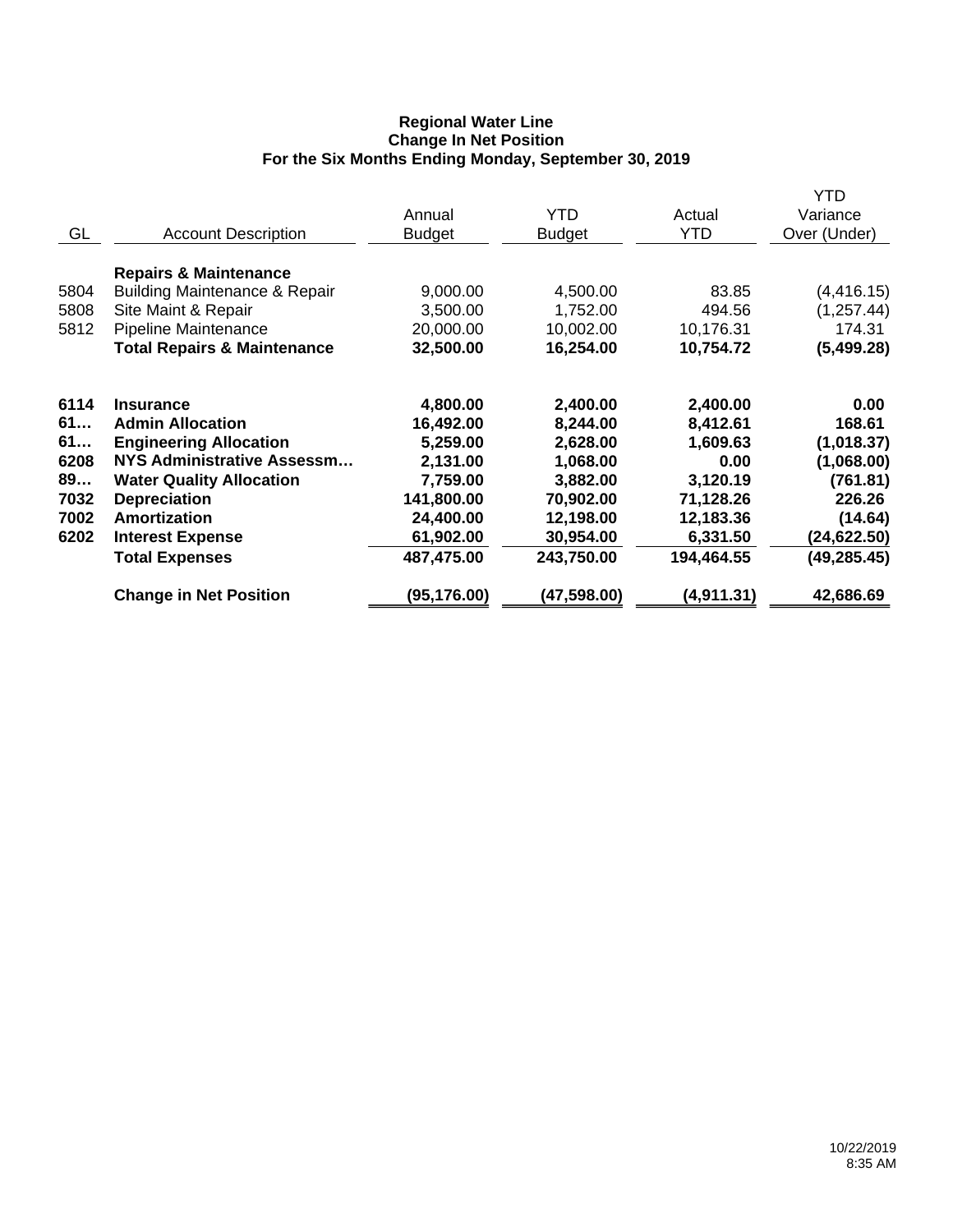**Regional Water Line**
**Change In Net Position**
**For the Six Months Ending Monday, September 30, 2019**

| GL | Account Description | Annual Budget | YTD Budget | Actual YTD | YTD Variance Over (Under) |
|---|---|---|---|---|---|
| | **Repairs & Maintenance** | | | | |
| 5804 | Building Maintenance & Repair | 9,000.00 | 4,500.00 | 83.85 | (4,416.15) |
| 5808 | Site Maint & Repair | 3,500.00 | 1,752.00 | 494.56 | (1,257.44) |
| 5812 | Pipeline Maintenance | 20,000.00 | 10,002.00 | 10,176.31 | 174.31 |
| | **Total Repairs & Maintenance** | **32,500.00** | **16,254.00** | **10,754.72** | **(5,499.28)** |
| **6114** | **Insurance** | **4,800.00** | **2,400.00** | **2,400.00** | **0.00** |
| **61…** | **Admin Allocation** | **16,492.00** | **8,244.00** | **8,412.61** | **168.61** |
| **61…** | **Engineering Allocation** | **5,259.00** | **2,628.00** | **1,609.63** | **(1,018.37)** |
| **6208** | **NYS Administrative Assessm…** | **2,131.00** | **1,068.00** | **0.00** | **(1,068.00)** |
| **89…** | **Water Quality Allocation** | **7,759.00** | **3,882.00** | **3,120.19** | **(761.81)** |
| **7032** | **Depreciation** | **141,800.00** | **70,902.00** | **71,128.26** | **226.26** |
| **7002** | **Amortization** | **24,400.00** | **12,198.00** | **12,183.36** | **(14.64)** |
| **6202** | **Interest Expense** | **61,902.00** | **30,954.00** | **6,331.50** | **(24,622.50)** |
| | **Total Expenses** | **487,475.00** | **243,750.00** | **194,464.55** | **(49,285.45)** |
| | **Change in Net Position** | **(95,176.00)** | **(47,598.00)** | **(4,911.31)** | **42,686.69** |

10/22/2019
8:35 AM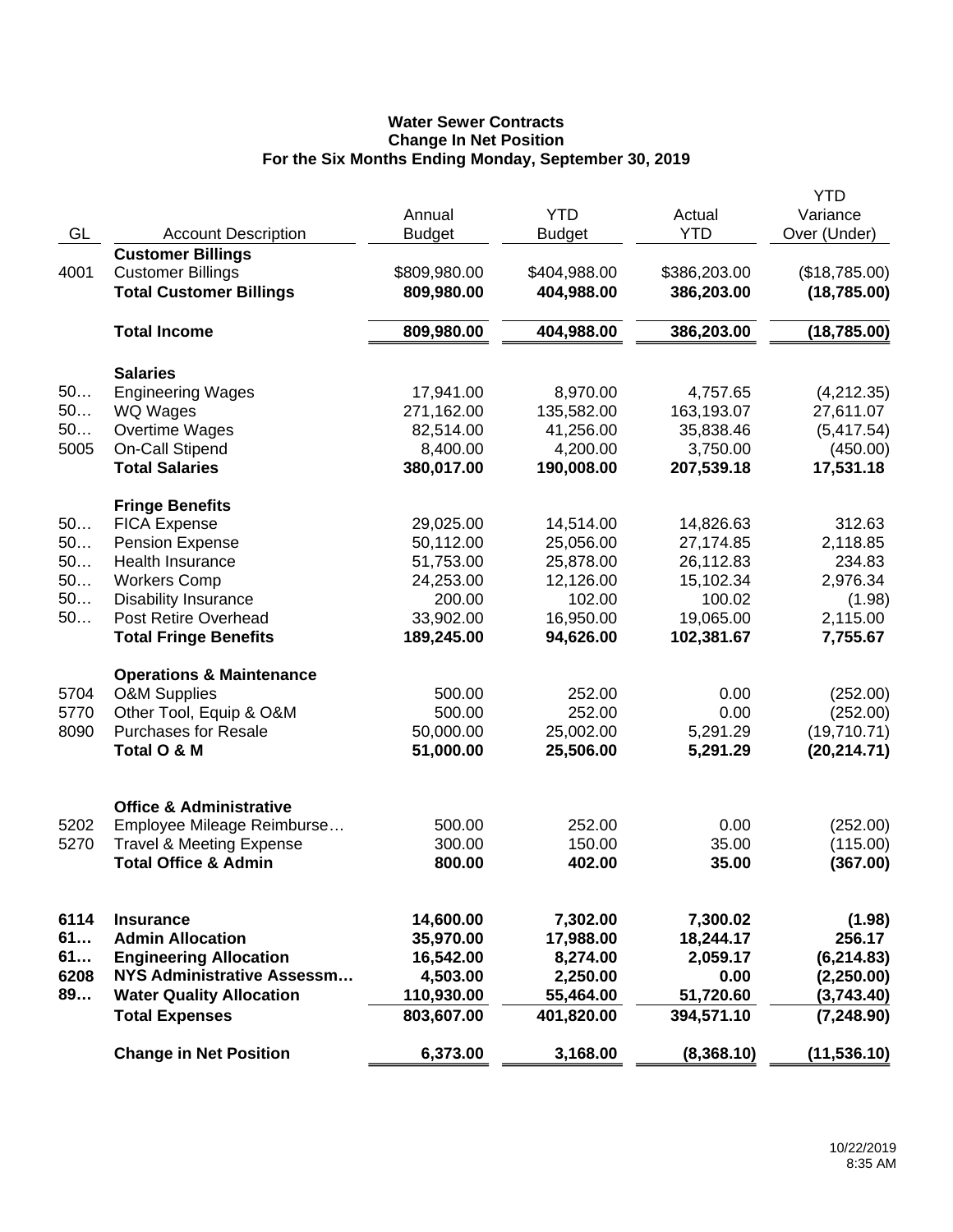**Water Sewer Contracts**
**Change In Net Position**
**For the Six Months Ending Monday, September 30, 2019**

| GL | Account Description | Annual Budget | YTD Budget | Actual YTD | YTD Variance Over (Under) |
|---|---|---|---|---|---|
| | **Customer Billings** | | | | |
| 4001 | Customer Billings | $809,980.00 | $404,988.00 | $386,203.00 | ($18,785.00) |
| | **Total Customer Billings** | **809,980.00** | **404,988.00** | **386,203.00** | **(18,785.00)** |
| | **Total Income** | **809,980.00** | **404,988.00** | **386,203.00** | **(18,785.00)** |
| | **Salaries** | | | | |
| 50… | Engineering Wages | 17,941.00 | 8,970.00 | 4,757.65 | (4,212.35) |
| 50… | WQ Wages | 271,162.00 | 135,582.00 | 163,193.07 | 27,611.07 |
| 50… | Overtime Wages | 82,514.00 | 41,256.00 | 35,838.46 | (5,417.54) |
| 5005 | On-Call Stipend | 8,400.00 | 4,200.00 | 3,750.00 | (450.00) |
| | **Total Salaries** | **380,017.00** | **190,008.00** | **207,539.18** | **17,531.18** |
| | **Fringe Benefits** | | | | |
| 50… | FICA Expense | 29,025.00 | 14,514.00 | 14,826.63 | 312.63 |
| 50… | Pension Expense | 50,112.00 | 25,056.00 | 27,174.85 | 2,118.85 |
| 50… | Health Insurance | 51,753.00 | 25,878.00 | 26,112.83 | 234.83 |
| 50… | Workers Comp | 24,253.00 | 12,126.00 | 15,102.34 | 2,976.34 |
| 50… | Disability Insurance | 200.00 | 102.00 | 100.02 | (1.98) |
| 50… | Post Retire Overhead | 33,902.00 | 16,950.00 | 19,065.00 | 2,115.00 |
| | **Total Fringe Benefits** | **189,245.00** | **94,626.00** | **102,381.67** | **7,755.67** |
| | **Operations & Maintenance** | | | | |
| 5704 | O&M Supplies | 500.00 | 252.00 | 0.00 | (252.00) |
| 5770 | Other Tool, Equip & O&M | 500.00 | 252.00 | 0.00 | (252.00) |
| 8090 | Purchases for Resale | 50,000.00 | 25,002.00 | 5,291.29 | (19,710.71) |
| | **Total O & M** | **51,000.00** | **25,506.00** | **5,291.29** | **(20,214.71)** |
| | **Office & Administrative** | | | | |
| 5202 | Employee Mileage Reimburse… | 500.00 | 252.00 | 0.00 | (252.00) |
| 5270 | Travel & Meeting Expense | 300.00 | 150.00 | 35.00 | (115.00) |
| | **Total Office & Admin** | **800.00** | **402.00** | **35.00** | **(367.00)** |
| **6114** | **Insurance** | **14,600.00** | **7,302.00** | **7,300.02** | **(1.98)** |
| **61…** | **Admin Allocation** | **35,970.00** | **17,988.00** | **18,244.17** | **256.17** |
| **61…** | **Engineering Allocation** | **16,542.00** | **8,274.00** | **2,059.17** | **(6,214.83)** |
| **6208** | **NYS Administrative Assessm…** | **4,503.00** | **2,250.00** | **0.00** | **(2,250.00)** |
| **89…** | **Water Quality Allocation** | **110,930.00** | **55,464.00** | **51,720.60** | **(3,743.40)** |
| | **Total Expenses** | **803,607.00** | **401,820.00** | **394,571.10** | **(7,248.90)** |
| | **Change in Net Position** | **6,373.00** | **3,168.00** | **(8,368.10)** | **(11,536.10)** |

10/22/2019
8:35 AM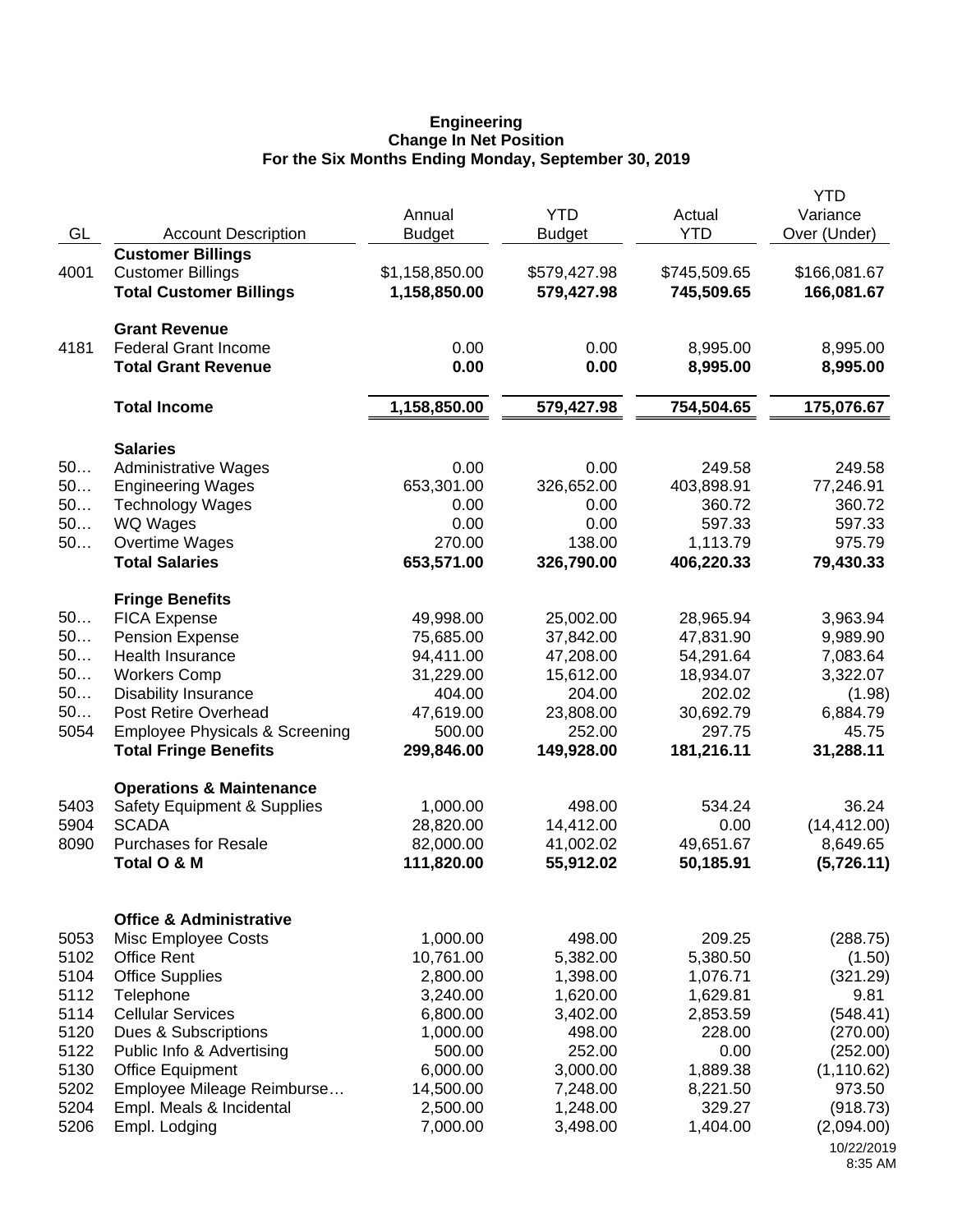**Engineering**
**Change In Net Position**
**For the Six Months Ending Monday, September 30, 2019**

| GL | Account Description | Annual Budget | YTD Budget | Actual YTD | YTD Variance Over (Under) |
|---|---|---|---|---|---|
| | **Customer Billings** | | | | |
| 4001 | Customer Billings | $1,158,850.00 | $579,427.98 | $745,509.65 | $166,081.67 |
| | **Total Customer Billings** | **1,158,850.00** | **579,427.98** | **745,509.65** | **166,081.67** |
| | **Grant Revenue** | | | | |
| 4181 | Federal Grant Income | 0.00 | 0.00 | 8,995.00 | 8,995.00 |
| | **Total Grant Revenue** | **0.00** | **0.00** | **8,995.00** | **8,995.00** |
| | **Total Income** | **1,158,850.00** | **579,427.98** | **754,504.65** | **175,076.67** |
| | **Salaries** | | | | |
| 50… | Administrative Wages | 0.00 | 0.00 | 249.58 | 249.58 |
| 50… | Engineering Wages | 653,301.00 | 326,652.00 | 403,898.91 | 77,246.91 |
| 50… | Technology Wages | 0.00 | 0.00 | 360.72 | 360.72 |
| 50… | WQ Wages | 0.00 | 0.00 | 597.33 | 597.33 |
| 50… | Overtime Wages | 270.00 | 138.00 | 1,113.79 | 975.79 |
| | **Total Salaries** | **653,571.00** | **326,790.00** | **406,220.33** | **79,430.33** |
| | **Fringe Benefits** | | | | |
| 50… | FICA Expense | 49,998.00 | 25,002.00 | 28,965.94 | 3,963.94 |
| 50… | Pension Expense | 75,685.00 | 37,842.00 | 47,831.90 | 9,989.90 |
| 50… | Health Insurance | 94,411.00 | 47,208.00 | 54,291.64 | 7,083.64 |
| 50… | Workers Comp | 31,229.00 | 15,612.00 | 18,934.07 | 3,322.07 |
| 50… | Disability Insurance | 404.00 | 204.00 | 202.02 | (1.98) |
| 50… | Post Retire Overhead | 47,619.00 | 23,808.00 | 30,692.79 | 6,884.79 |
| 5054 | Employee Physicals & Screening | 500.00 | 252.00 | 297.75 | 45.75 |
| | **Total Fringe Benefits** | **299,846.00** | **149,928.00** | **181,216.11** | **31,288.11** |
| | **Operations & Maintenance** | | | | |
| 5403 | Safety Equipment & Supplies | 1,000.00 | 498.00 | 534.24 | 36.24 |
| 5904 | SCADA | 28,820.00 | 14,412.00 | 0.00 | (14,412.00) |
| 8090 | Purchases for Resale | 82,000.00 | 41,002.02 | 49,651.67 | 8,649.65 |
| | **Total O & M** | **111,820.00** | **55,912.02** | **50,185.91** | **(5,726.11)** |
| | **Office & Administrative** | | | | |
| 5053 | Misc Employee Costs | 1,000.00 | 498.00 | 209.25 | (288.75) |
| 5102 | Office Rent | 10,761.00 | 5,382.00 | 5,380.50 | (1.50) |
| 5104 | Office Supplies | 2,800.00 | 1,398.00 | 1,076.71 | (321.29) |
| 5112 | Telephone | 3,240.00 | 1,620.00 | 1,629.81 | 9.81 |
| 5114 | Cellular Services | 6,800.00 | 3,402.00 | 2,853.59 | (548.41) |
| 5120 | Dues & Subscriptions | 1,000.00 | 498.00 | 228.00 | (270.00) |
| 5122 | Public Info & Advertising | 500.00 | 252.00 | 0.00 | (252.00) |
| 5130 | Office Equipment | 6,000.00 | 3,000.00 | 1,889.38 | (1,110.62) |
| 5202 | Employee Mileage Reimburse… | 14,500.00 | 7,248.00 | 8,221.50 | 973.50 |
| 5204 | Empl. Meals & Incidental | 2,500.00 | 1,248.00 | 329.27 | (918.73) |
| 5206 | Empl. Lodging | 7,000.00 | 3,498.00 | 1,404.00 | (2,094.00) |

10/22/2019
8:35 AM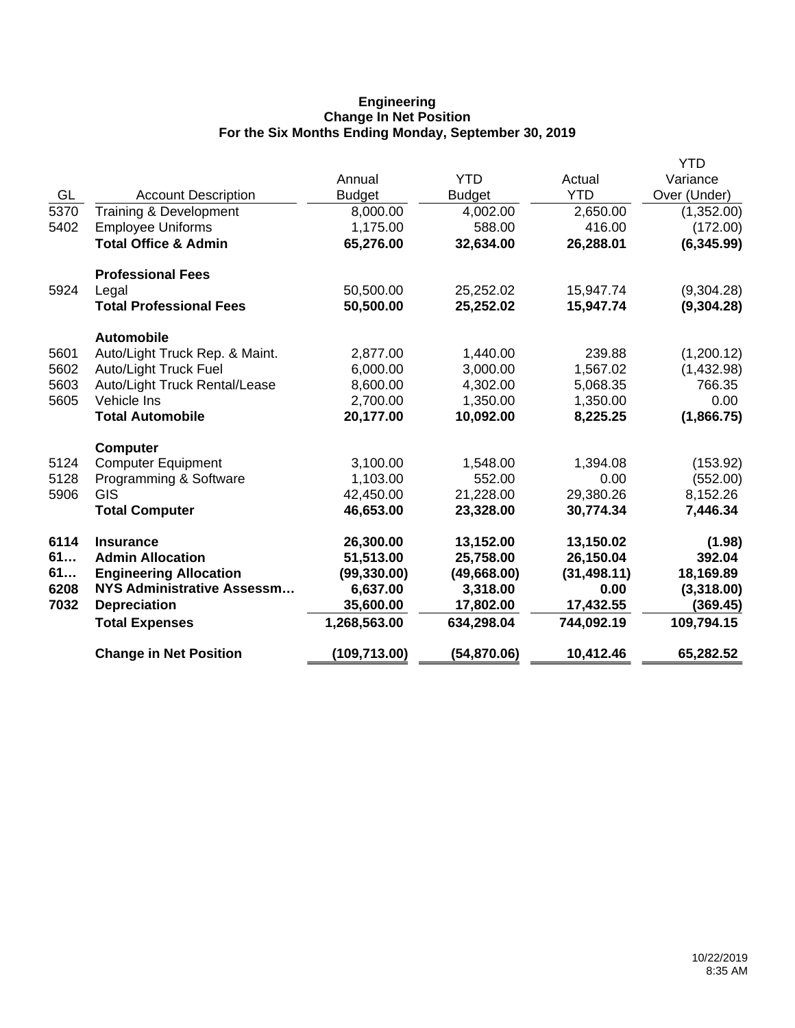**Engineering**
**Change In Net Position**
**For the Six Months Ending Monday, September 30, 2019**

| GL | Account Description | Annual Budget | YTD Budget | Actual YTD | YTD Variance Over (Under) |
|---|---|---|---|---|---|
| 5370 | Training & Development | 8,000.00 | 4,002.00 | 2,650.00 | (1,352.00) |
| 5402 | Employee Uniforms | 1,175.00 | 588.00 | 416.00 | (172.00) |
| | **Total Office & Admin** | **65,276.00** | **32,634.00** | **26,288.01** | **(6,345.99)** |
| | **Professional Fees** | | | | |
| 5924 | Legal | 50,500.00 | 25,252.02 | 15,947.74 | (9,304.28) |
| | **Total Professional Fees** | **50,500.00** | **25,252.02** | **15,947.74** | **(9,304.28)** |
| | **Automobile** | | | | |
| 5601 | Auto/Light Truck Rep. & Maint. | 2,877.00 | 1,440.00 | 239.88 | (1,200.12) |
| 5602 | Auto/Light Truck Fuel | 6,000.00 | 3,000.00 | 1,567.02 | (1,432.98) |
| 5603 | Auto/Light Truck Rental/Lease | 8,600.00 | 4,302.00 | 5,068.35 | 766.35 |
| 5605 | Vehicle Ins | 2,700.00 | 1,350.00 | 1,350.00 | 0.00 |
| | **Total Automobile** | **20,177.00** | **10,092.00** | **8,225.25** | **(1,866.75)** |
| | **Computer** | | | | |
| 5124 | Computer Equipment | 3,100.00 | 1,548.00 | 1,394.08 | (153.92) |
| 5128 | Programming & Software | 1,103.00 | 552.00 | 0.00 | (552.00) |
| 5906 | GIS | 42,450.00 | 21,228.00 | 29,380.26 | 8,152.26 |
| | **Total Computer** | **46,653.00** | **23,328.00** | **30,774.34** | **7,446.34** |
| **6114** | **Insurance** | **26,300.00** | **13,152.00** | **13,150.02** | **(1.98)** |
| **61…** | **Admin Allocation** | **51,513.00** | **25,758.00** | **26,150.04** | **392.04** |
| **61…** | **Engineering Allocation** | **(99,330.00)** | **(49,668.00)** | **(31,498.11)** | **18,169.89** |
| **6208** | **NYS Administrative Assessm…** | **6,637.00** | **3,318.00** | **0.00** | **(3,318.00)** |
| **7032** | **Depreciation** | **35,600.00** | **17,802.00** | **17,432.55** | **(369.45)** |
| | **Total Expenses** | **1,268,563.00** | **634,298.04** | **744,092.19** | **109,794.15** |
| | **Change in Net Position** | **(109,713.00)** | **(54,870.06)** | **10,412.46** | **65,282.52** |

10/22/2019
8:35 AM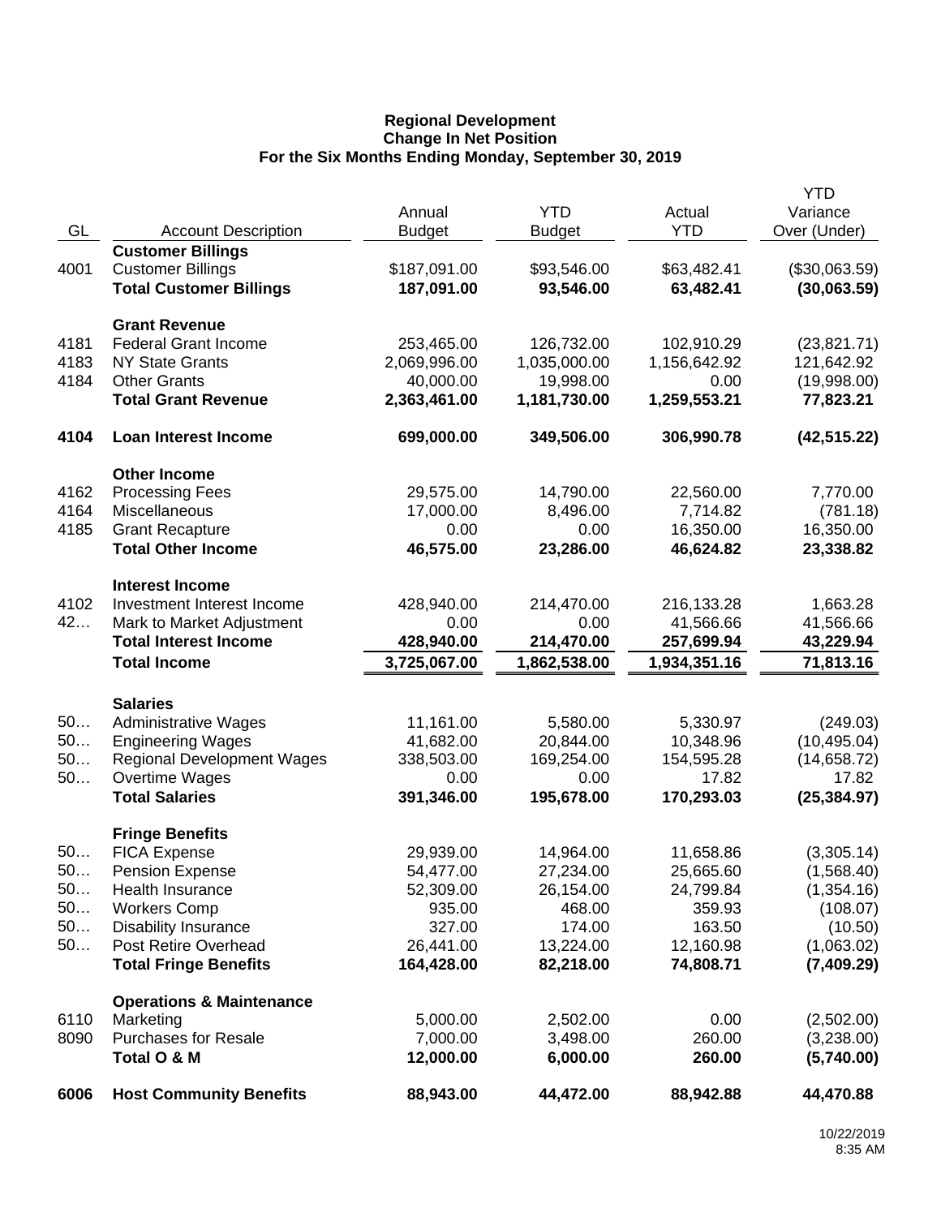**Regional Development**
**Change In Net Position**
**For the Six Months Ending Monday, September 30, 2019**

| GL | Account Description | Annual Budget | YTD Budget | Actual YTD | YTD Variance Over (Under) |
|---|---|---|---|---|---|
| | **Customer Billings** | | | | |
| 4001 | Customer Billings | $187,091.00 | $93,546.00 | $63,482.41 | ($30,063.59) |
| | **Total Customer Billings** | **187,091.00** | **93,546.00** | **63,482.41** | **(30,063.59)** |
| | **Grant Revenue** | | | | |
| 4181 | Federal Grant Income | 253,465.00 | 126,732.00 | 102,910.29 | (23,821.71) |
| 4183 | NY State Grants | 2,069,996.00 | 1,035,000.00 | 1,156,642.92 | 121,642.92 |
| 4184 | Other Grants | 40,000.00 | 19,998.00 | 0.00 | (19,998.00) |
| | **Total Grant Revenue** | **2,363,461.00** | **1,181,730.00** | **1,259,553.21** | **77,823.21** |
| **4104** | **Loan Interest Income** | **699,000.00** | **349,506.00** | **306,990.78** | **(42,515.22)** |
| | **Other Income** | | | | |
| 4162 | Processing Fees | 29,575.00 | 14,790.00 | 22,560.00 | 7,770.00 |
| 4164 | Miscellaneous | 17,000.00 | 8,496.00 | 7,714.82 | (781.18) |
| 4185 | Grant Recapture | 0.00 | 0.00 | 16,350.00 | 16,350.00 |
| | **Total Other Income** | **46,575.00** | **23,286.00** | **46,624.82** | **23,338.82** |
| | **Interest Income** | | | | |
| 4102 | Investment Interest Income | 428,940.00 | 214,470.00 | 216,133.28 | 1,663.28 |
| 42… | Mark to Market Adjustment | 0.00 | 0.00 | 41,566.66 | 41,566.66 |
| | **Total Interest Income** | **428,940.00** | **214,470.00** | **257,699.94** | **43,229.94** |
| | **Total Income** | **3,725,067.00** | **1,862,538.00** | **1,934,351.16** | **71,813.16** |
| | **Salaries** | | | | |
| 50… | Administrative Wages | 11,161.00 | 5,580.00 | 5,330.97 | (249.03) |
| 50… | Engineering Wages | 41,682.00 | 20,844.00 | 10,348.96 | (10,495.04) |
| 50… | Regional Development Wages | 338,503.00 | 169,254.00 | 154,595.28 | (14,658.72) |
| 50… | Overtime Wages | 0.00 | 0.00 | 17.82 | 17.82 |
| | **Total Salaries** | **391,346.00** | **195,678.00** | **170,293.03** | **(25,384.97)** |
| | **Fringe Benefits** | | | | |
| 50… | FICA Expense | 29,939.00 | 14,964.00 | 11,658.86 | (3,305.14) |
| 50… | Pension Expense | 54,477.00 | 27,234.00 | 25,665.60 | (1,568.40) |
| 50… | Health Insurance | 52,309.00 | 26,154.00 | 24,799.84 | (1,354.16) |
| 50… | Workers Comp | 935.00 | 468.00 | 359.93 | (108.07) |
| 50… | Disability Insurance | 327.00 | 174.00 | 163.50 | (10.50) |
| 50… | Post Retire Overhead | 26,441.00 | 13,224.00 | 12,160.98 | (1,063.02) |
| | **Total Fringe Benefits** | **164,428.00** | **82,218.00** | **74,808.71** | **(7,409.29)** |
| | **Operations & Maintenance** | | | | |
| 6110 | Marketing | 5,000.00 | 2,502.00 | 0.00 | (2,502.00) |
| 8090 | Purchases for Resale | 7,000.00 | 3,498.00 | 260.00 | (3,238.00) |
| | **Total O & M** | **12,000.00** | **6,000.00** | **260.00** | **(5,740.00)** |
| **6006** | **Host Community Benefits** | **88,943.00** | **44,472.00** | **88,942.88** | **44,470.88** |

10/22/2019
8:35 AM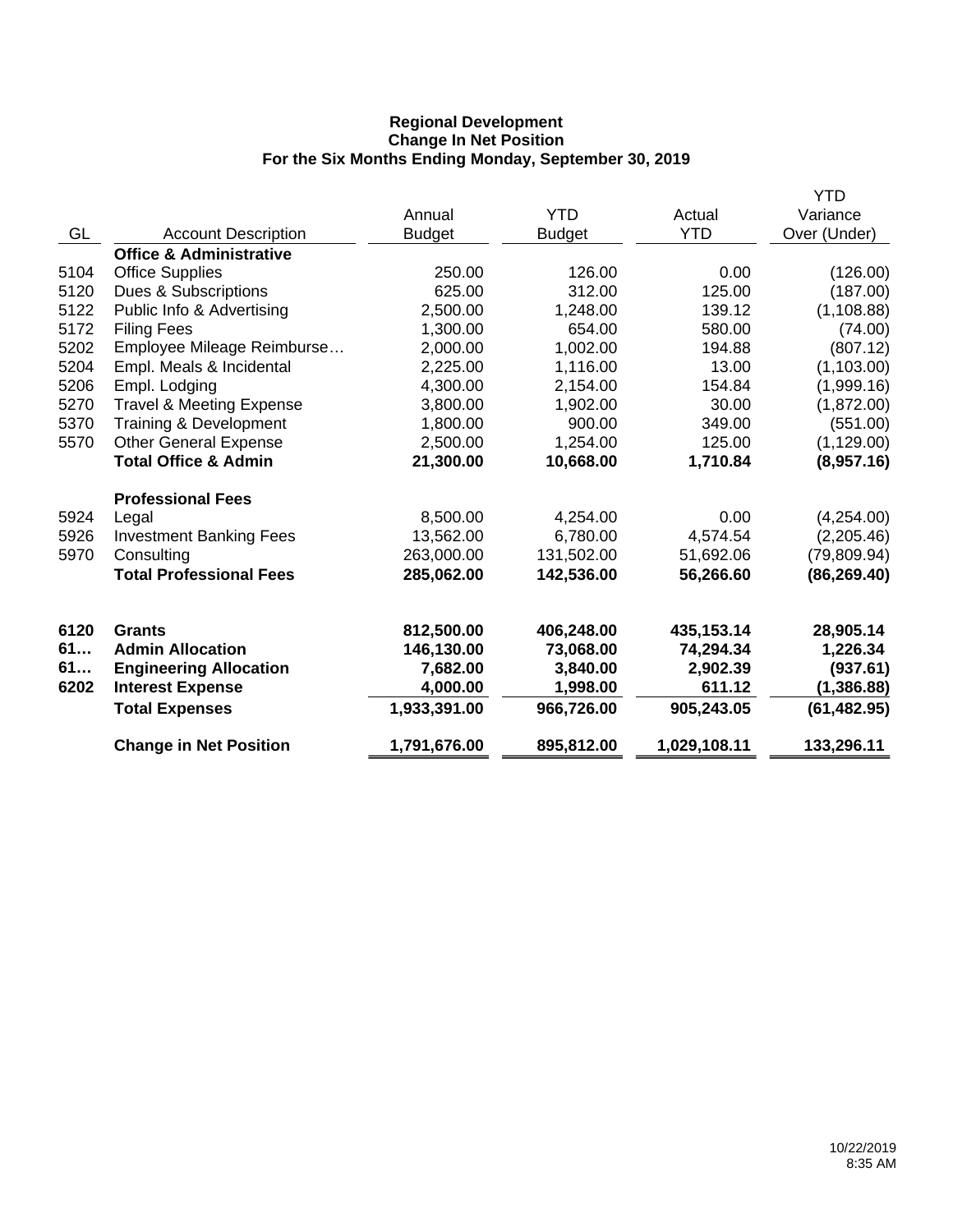**Regional Development**
**Change In Net Position**
**For the Six Months Ending Monday, September 30, 2019**

| GL | Account Description | Annual Budget | YTD Budget | Actual YTD | YTD Variance Over (Under) |
|---|---|---|---|---|---|
| | **Office & Administrative** | | | | |
| 5104 | Office Supplies | 250.00 | 126.00 | 0.00 | (126.00) |
| 5120 | Dues & Subscriptions | 625.00 | 312.00 | 125.00 | (187.00) |
| 5122 | Public Info & Advertising | 2,500.00 | 1,248.00 | 139.12 | (1,108.88) |
| 5172 | Filing Fees | 1,300.00 | 654.00 | 580.00 | (74.00) |
| 5202 | Employee Mileage Reimburse… | 2,000.00 | 1,002.00 | 194.88 | (807.12) |
| 5204 | Empl. Meals & Incidental | 2,225.00 | 1,116.00 | 13.00 | (1,103.00) |
| 5206 | Empl. Lodging | 4,300.00 | 2,154.00 | 154.84 | (1,999.16) |
| 5270 | Travel & Meeting Expense | 3,800.00 | 1,902.00 | 30.00 | (1,872.00) |
| 5370 | Training & Development | 1,800.00 | 900.00 | 349.00 | (551.00) |
| 5570 | Other General Expense | 2,500.00 | 1,254.00 | 125.00 | (1,129.00) |
| | **Total Office & Admin** | **21,300.00** | **10,668.00** | **1,710.84** | **(8,957.16)** |
| | **Professional Fees** | | | | |
| 5924 | Legal | 8,500.00 | 4,254.00 | 0.00 | (4,254.00) |
| 5926 | Investment Banking Fees | 13,562.00 | 6,780.00 | 4,574.54 | (2,205.46) |
| 5970 | Consulting | 263,000.00 | 131,502.00 | 51,692.06 | (79,809.94) |
| | **Total Professional Fees** | **285,062.00** | **142,536.00** | **56,266.60** | **(86,269.40)** |
| **6120** | **Grants** | **812,500.00** | **406,248.00** | **435,153.14** | **28,905.14** |
| **61…** | **Admin Allocation** | **146,130.00** | **73,068.00** | **74,294.34** | **1,226.34** |
| **61…** | **Engineering Allocation** | **7,682.00** | **3,840.00** | **2,902.39** | **(937.61)** |
| **6202** | **Interest Expense** | **4,000.00** | **1,998.00** | **611.12** | **(1,386.88)** |
| | **Total Expenses** | **1,933,391.00** | **966,726.00** | **905,243.05** | **(61,482.95)** |
| | **Change in Net Position** | **1,791,676.00** | **895,812.00** | **1,029,108.11** | **133,296.11** |

10/22/2019
8:35 AM